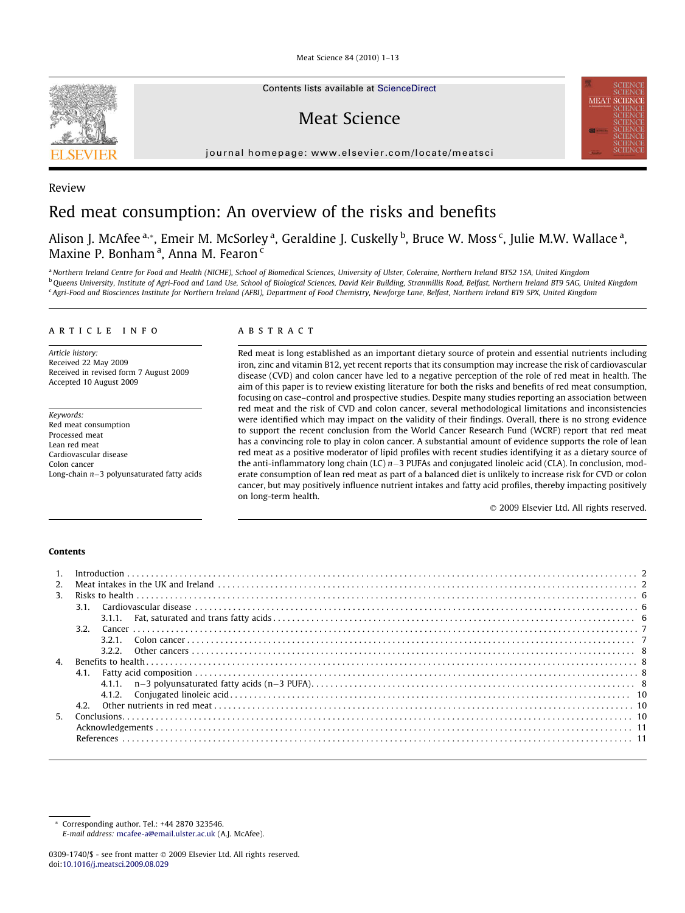Review

# Red meat consumption: An overview of the risks and benefits

Alison J. McAfee [a,*], Emeir M. McSorley [a], Geraldine J. Cuskelly [b], Bruce W. Moss [c], Julie M.W. Wallace [a], Maxine P. Bonham [a], Anna M. Fearon [c]

[a] Northern Ireland Centre for Food and Health (NICHE), School of Biomedical Sciences, University of Ulster, Coleraine, Northern Ireland BT52 1SA, United Kingdom
[b] Queens University, Institute of Agri-Food and Land Use, School of Biological Sciences, David Keir Building, Stranmillis Road, Belfast, Northern Ireland BT9 5AG, United Kingdom
[c] Agri-Food and Biosciences Institute for Northern Ireland (AFBI), Department of Food Chemistry, Newforge Lane, Belfast, Northern Ireland BT9 5PX, United Kingdom

## ARTICLE INFO

*Article history:*
Received 22 May 2009
Received in revised form 7 August 2009
Accepted 10 August 2009

*Keywords:*
Red meat consumption
Processed meat
Lean red meat
Cardiovascular disease
Colon cancer
Long-chain $n-3$ polyunsaturated fatty acids

## ABSTRACT

Red meat is long established as an important dietary source of protein and essential nutrients including iron, zinc and vitamin B12, yet recent reports that its consumption may increase the risk of cardiovascular disease (CVD) and colon cancer have led to a negative perception of the role of red meat in health. The aim of this paper is to review existing literature for both the risks and benefits of red meat consumption, focusing on case–control and prospective studies. Despite many studies reporting an association between red meat and the risk of CVD and colon cancer, several methodological limitations and inconsistencies were identified which may impact on the validity of their findings. Overall, there is no strong evidence to support the recent conclusion from the World Cancer Research Fund (WCRF) report that red meat has a convincing role to play in colon cancer. A substantial amount of evidence supports the role of lean red meat as a positive moderator of lipid profiles with recent studies identifying it as a dietary source of the anti-inflammatory long chain (LC) $n-3$ PUFAs and conjugated linoleic acid (CLA). In conclusion, moderate consumption of lean red meat as part of a balanced diet is unlikely to increase risk for CVD or colon cancer, but may positively influence nutrient intakes and fatty acid profiles, thereby impacting positively on long-term health.

© 2009 Elsevier Ltd. All rights reserved.

## Contents

1. Introduction . . . 2
2. Meat intakes in the UK and Ireland . . . 2
3. Risks to health . . . 6
   - 3.1. Cardiovascular disease . . . 6
     - 3.1.1. Fat, saturated and trans fatty acids . . . 6
   - 3.2. Cancer . . . 7
     - 3.2.1. Colon cancer . . . 7
     - 3.2.2. Other cancers . . . 8
4. Benefits to health . . . 8
   - 4.1. Fatty acid composition . . . 8
     - 4.1.1. n−3 polyunsaturated fatty acids (n−3 PUFA) . . . 8
     - 4.1.2. Conjugated linoleic acid . . . 10
   - 4.2. Other nutrients in red meat . . . 10
5. Conclusions . . . 10

Acknowledgements . . . 11
References . . . 11

\* Corresponding author. Tel.: +44 2870 323546.
*E-mail address:* mcafee-a@email.ulster.ac.uk (A.J. McAfee).

0309-1740/$ - see front matter © 2009 Elsevier Ltd. All rights reserved.
doi:10.1016/j.meatsci.2009.08.029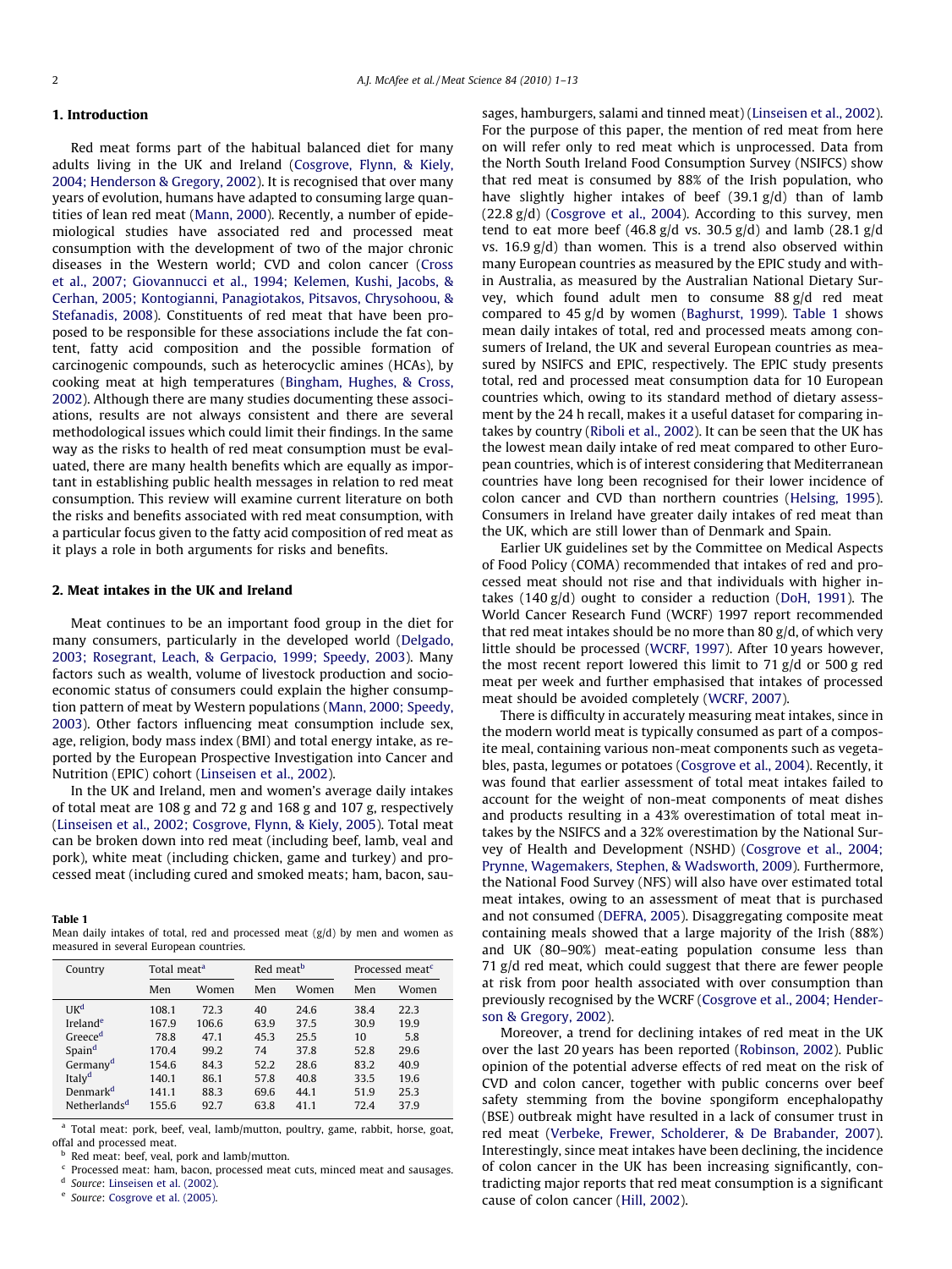## 1. Introduction

Red meat forms part of the habitual balanced diet for many adults living in the UK and Ireland (Cosgrove, Flynn, & Kiely, 2004; Henderson & Gregory, 2002). It is recognised that over many years of evolution, humans have adapted to consuming large quantities of lean red meat (Mann, 2000). Recently, a number of epidemiological studies have associated red and processed meat consumption with the development of two of the major chronic diseases in the Western world; CVD and colon cancer (Cross et al., 2007; Giovannucci et al., 1994; Kelemen, Kushi, Jacobs, & Cerhan, 2005; Kontogianni, Panagiotakos, Pitsavos, Chrysohoou, & Stefanadis, 2008). Constituents of red meat that have been proposed to be responsible for these associations include the fat content, fatty acid composition and the possible formation of carcinogenic compounds, such as heterocyclic amines (HCAs), by cooking meat at high temperatures (Bingham, Hughes, & Cross, 2002). Although there are many studies documenting these associations, results are not always consistent and there are several methodological issues which could limit their findings. In the same way as the risks to health of red meat consumption must be evaluated, there are many health benefits which are equally as important in establishing public health messages in relation to red meat consumption. This review will examine current literature on both the risks and benefits associated with red meat consumption, with a particular focus given to the fatty acid composition of red meat as it plays a role in both arguments for risks and benefits.

## 2. Meat intakes in the UK and Ireland

Meat continues to be an important food group in the diet for many consumers, particularly in the developed world (Delgado, 2003; Rosegrant, Leach, & Gerpacio, 1999; Speedy, 2003). Many factors such as wealth, volume of livestock production and socio-economic status of consumers could explain the higher consumption pattern of meat by Western populations (Mann, 2000; Speedy, 2003). Other factors influencing meat consumption include sex, age, religion, body mass index (BMI) and total energy intake, as reported by the European Prospective Investigation into Cancer and Nutrition (EPIC) cohort (Linseisen et al., 2002).

In the UK and Ireland, men and women's average daily intakes of total meat are 108 g and 72 g and 168 g and 107 g, respectively (Linseisen et al., 2002; Cosgrove, Flynn, & Kiely, 2005). Total meat can be broken down into red meat (including beef, lamb, veal and pork), white meat (including chicken, game and turkey) and processed meat (including cured and smoked meats; ham, bacon, sausages, hamburgers, salami and tinned meat) (Linseisen et al., 2002). For the purpose of this paper, the mention of red meat from here on will refer only to red meat which is unprocessed. Data from the North South Ireland Food Consumption Survey (NSIFCS) show that red meat is consumed by 88% of the Irish population, who have slightly higher intakes of beef (39.1 g/d) than of lamb (22.8 g/d) (Cosgrove et al., 2004). According to this survey, men tend to eat more beef (46.8 g/d vs. 30.5 g/d) and lamb (28.1 g/d vs. 16.9 g/d) than women. This is a trend also observed within many European countries as measured by the EPIC study and within Australia, as measured by the Australian National Dietary Survey, which found adult men to consume 88 g/d red meat compared to 45 g/d by women (Baghurst, 1999). Table 1 shows mean daily intakes of total, red and processed meats among consumers of Ireland, the UK and several European countries as measured by NSIFCS and EPIC, respectively. The EPIC study presents total, red and processed meat consumption data for 10 European countries which, owing to its standard method of dietary assessment by the 24 h recall, makes it a useful dataset for comparing intakes by country (Riboli et al., 2002). It can be seen that the UK has the lowest mean daily intake of red meat compared to other European countries, which is of interest considering that Mediterranean countries have long been recognised for their lower incidence of colon cancer and CVD than northern countries (Helsing, 1995). Consumers in Ireland have greater daily intakes of red meat than the UK, which are still lower than of Denmark and Spain.

**Table 1**
Mean daily intakes of total, red and processed meat (g/d) by men and women as measured in several European countries.

| Country | Total meat[a] | | Red meat[b] | | Processed meat[c] | |
|---|---|---|---|---|---|---|
| | Men | Women | Men | Women | Men | Women |
| UK[d] | 108.1 | 72.3 | 40 | 24.6 | 38.4 | 22.3 |
| Ireland[e] | 167.9 | 106.6 | 63.9 | 37.5 | 30.9 | 19.9 |
| Greece[d] | 78.8 | 47.1 | 45.3 | 25.5 | 10 | 5.8 |
| Spain[d] | 170.4 | 99.2 | 74 | 37.8 | 52.8 | 29.6 |
| Germany[d] | 154.6 | 84.3 | 52.2 | 28.6 | 83.2 | 40.9 |
| Italy[d] | 140.1 | 86.1 | 57.8 | 40.8 | 33.5 | 19.6 |
| Denmark[d] | 141.1 | 88.3 | 69.6 | 44.1 | 51.9 | 25.3 |
| Netherlands[d] | 155.6 | 92.7 | 63.8 | 41.1 | 72.4 | 37.9 |

[a] Total meat: pork, beef, veal, lamb/mutton, poultry, game, rabbit, horse, goat, offal and processed meat.
[b] Red meat: beef, veal, pork and lamb/mutton.
[c] Processed meat: ham, bacon, processed meat cuts, minced meat and sausages.
[d] Source: Linseisen et al. (2002).
[e] Source: Cosgrove et al. (2005).

Earlier UK guidelines set by the Committee on Medical Aspects of Food Policy (COMA) recommended that intakes of red and processed meat should not rise and that individuals with higher intakes (140 g/d) ought to consider a reduction (DoH, 1991). The World Cancer Research Fund (WCRF) 1997 report recommended that red meat intakes should be no more than 80 g/d, of which very little should be processed (WCRF, 1997). After 10 years however, the most recent report lowered this limit to 71 g/d or 500 g red meat per week and further emphasised that intakes of processed meat should be avoided completely (WCRF, 2007).

There is difficulty in accurately measuring meat intakes, since in the modern world meat is typically consumed as part of a composite meal, containing various non-meat components such as vegetables, pasta, legumes or potatoes (Cosgrove et al., 2004). Recently, it was found that earlier assessment of total meat intakes failed to account for the weight of non-meat components of meat dishes and products resulting in a 43% overestimation of total meat intakes by the NSIFCS and a 32% overestimation by the National Survey of Health and Development (NSHD) (Cosgrove et al., 2004; Prynne, Wagemakers, Stephen, & Wadsworth, 2009). Furthermore, the National Food Survey (NFS) will also have over estimated total meat intakes, owing to an assessment of meat that is purchased and not consumed (DEFRA, 2005). Disaggregating composite meat containing meals showed that a large majority of the Irish (88%) and UK (80–90%) meat-eating population consume less than 71 g/d red meat, which could suggest that there are fewer people at risk from poor health associated with over consumption than previously recognised by the WCRF (Cosgrove et al., 2004; Henderson & Gregory, 2002).

Moreover, a trend for declining intakes of red meat in the UK over the last 20 years has been reported (Robinson, 2002). Public opinion of the potential adverse effects of red meat on the risk of CVD and colon cancer, together with public concerns over beef safety stemming from the bovine spongiform encephalopathy (BSE) outbreak might have resulted in a lack of consumer trust in red meat (Verbeke, Frewer, Scholderer, & De Brabander, 2007). Interestingly, since meat intakes have been declining, the incidence of colon cancer in the UK has been increasing significantly, contradicting major reports that red meat consumption is a significant cause of colon cancer (Hill, 2002).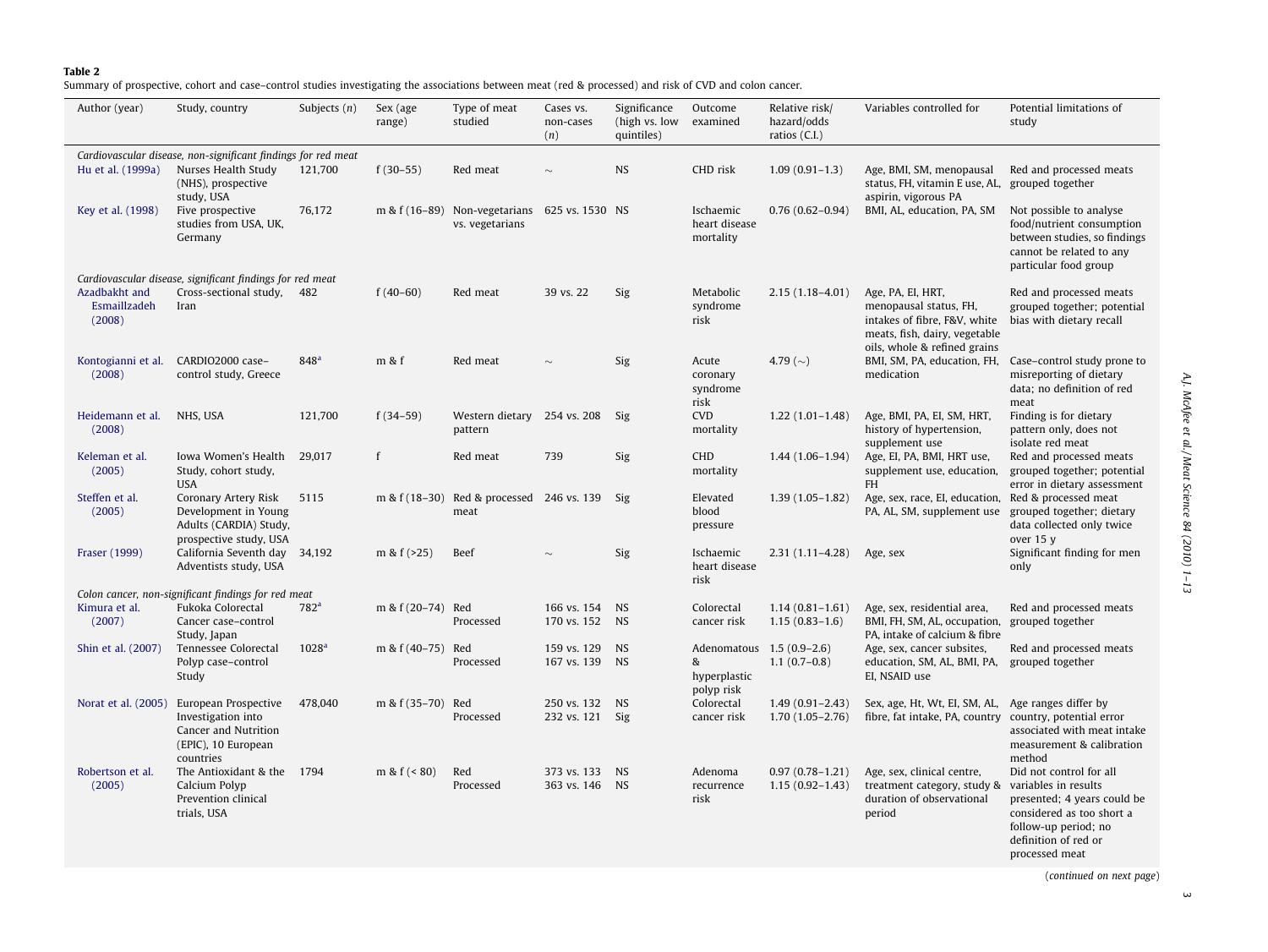**Table 2**

Summary of prospective, cohort and case–control studies investigating the associations between meat (red & processed) and risk of CVD and colon cancer.

| Author (year) | Study, country | Subjects (*n*) | Sex (age range) | Type of meat studied | Cases vs. non-cases (*n*) | Significance (high vs. low quintiles) | Outcome examined | Relative risk/ hazard/odds ratios (C.I.) | Variables controlled for | Potential limitations of study |
|---|---|---|---|---|---|---|---|---|---|---|
| *Cardiovascular disease, non-significant findings for red meat* | | | | | | | | | | |
| Hu et al. (1999a) | Nurses Health Study (NHS), prospective study, USA | 121,700 | f (30–55) | Red meat | ~ | NS | CHD risk | 1.09 (0.91–1.3) | Age, BMI, SM, menopausal status, FH, vitamin E use, AL, aspirin, vigorous PA | Red and processed meats grouped together |
| Key et al. (1998) | Five prospective studies from USA, UK, Germany | 76,172 | m & f (16–89) | Non-vegetarians vs. vegetarians | 625 vs. 1530 | NS | Ischaemic heart disease mortality | 0.76 (0.62–0.94) | BMI, AL, education, PA, SM | Not possible to analyse food/nutrient consumption between studies, so findings cannot be related to any particular food group |
| *Cardiovascular disease, significant findings for red meat* | | | | | | | | | | |
| Azadbakht and Esmaillzadeh (2008) | Cross-sectional study, Iran | 482 | f (40–60) | Red meat | 39 vs. 22 | Sig | Metabolic syndrome risk | 2.15 (1.18–4.01) | Age, PA, EI, HRT, menopausal status, FH, intakes of fibre, F&V, white meats, fish, dairy, vegetable oils, whole & refined grains | Red and processed meats grouped together; potential bias with dietary recall |
| Kontogianni et al. (2008) | CARDIO2000 case–control study, Greece | 848[a] | m & f | Red meat | ~ | Sig | Acute coronary syndrome risk | 4.79 (~) | BMI, SM, PA, education, FH, medication | Case–control study prone to misreporting of dietary data; no definition of red meat |
| Heidemann et al. (2008) | NHS, USA | 121,700 | f (34–59) | Western dietary pattern | 254 vs. 208 | Sig | CVD mortality | 1.22 (1.01–1.48) | Age, BMI, PA, EI, SM, HRT, history of hypertension, supplement use | Finding is for dietary pattern only, does not isolate red meat |
| Keleman et al. (2005) | Iowa Women's Health Study, cohort study, USA | 29,017 | f | Red meat | 739 | Sig | CHD mortality | 1.44 (1.06–1.94) | Age, EI, PA, BMI, HRT use, supplement use, education, FH | Red and processed meats grouped together; potential error in dietary assessment |
| Steffen et al. (2005) | Coronary Artery Risk Development in Young Adults (CARDIA) Study, prospective study, USA | 5115 | m & f (18–30) | Red & processed meat | 246 vs. 139 | Sig | Elevated blood pressure | 1.39 (1.05–1.82) | Age, sex, race, EI, education, PA, AL, SM, supplement use | Red & processed meat grouped together; dietary data collected only twice over 15 y |
| Fraser (1999) | California Seventh day Adventists study, USA | 34,192 | m & f (>25) | Beef | ~ | Sig | Ischaemic heart disease risk | 2.31 (1.11–4.28) | Age, sex | Significant finding for men only |
| *Colon cancer, non-significant findings for red meat* | | | | | | | | | | |
| Kimura et al. (2007) | Fukoka Colorectal Cancer case–control Study, Japan | 782[a] | m & f (20–74) | Red<br>Processed | 166 vs. 154<br>170 vs. 152 | NS<br>NS | Colorectal cancer risk | 1.14 (0.81–1.61)<br>1.15 (0.83–1.6) | Age, sex, residential area, BMI, FH, SM, AL, occupation, PA, intake of calcium & fibre | Red and processed meats grouped together |
| Shin et al. (2007) | Tennessee Colorectal Polyp case–control Study | 1028[a] | m & f (40–75) | Red<br>Processed | 159 vs. 129<br>167 vs. 139 | NS<br>NS | Adenomatous & hyperplastic polyp risk | 1.5 (0.9–2.6)<br>1.1 (0.7–0.8) | Age, sex, cancer subsites, education, SM, AL, BMI, PA, EI, NSAID use | Red and processed meats grouped together |
| Norat et al. (2005) | European Prospective Investigation into Cancer and Nutrition (EPIC), 10 European countries | 478,040 | m & f (35–70) | Red<br>Processed | 250 vs. 132<br>232 vs. 121 | NS<br>Sig | Colorectal cancer risk | 1.49 (0.91–2.43)<br>1.70 (1.05–2.76) | Sex, age, Ht, Wt, EI, SM, AL, fibre, fat intake, PA, country | Age ranges differ by country, potential error associated with meat intake measurement & calibration method |
| Robertson et al. (2005) | The Antioxidant & the Calcium Polyp Prevention clinical trials, USA | 1794 | m & f (< 80) | Red<br>Processed | 373 vs. 133<br>363 vs. 146 | NS<br>NS | Adenoma recurrence risk | 0.97 (0.78–1.21)<br>1.15 (0.92–1.43) | Age, sex, clinical centre, treatment category, study & duration of observational period | Did not control for all variables in results presented; 4 years could be considered as too short a follow-up period; no definition of red or processed meat |

(*continued on next page*)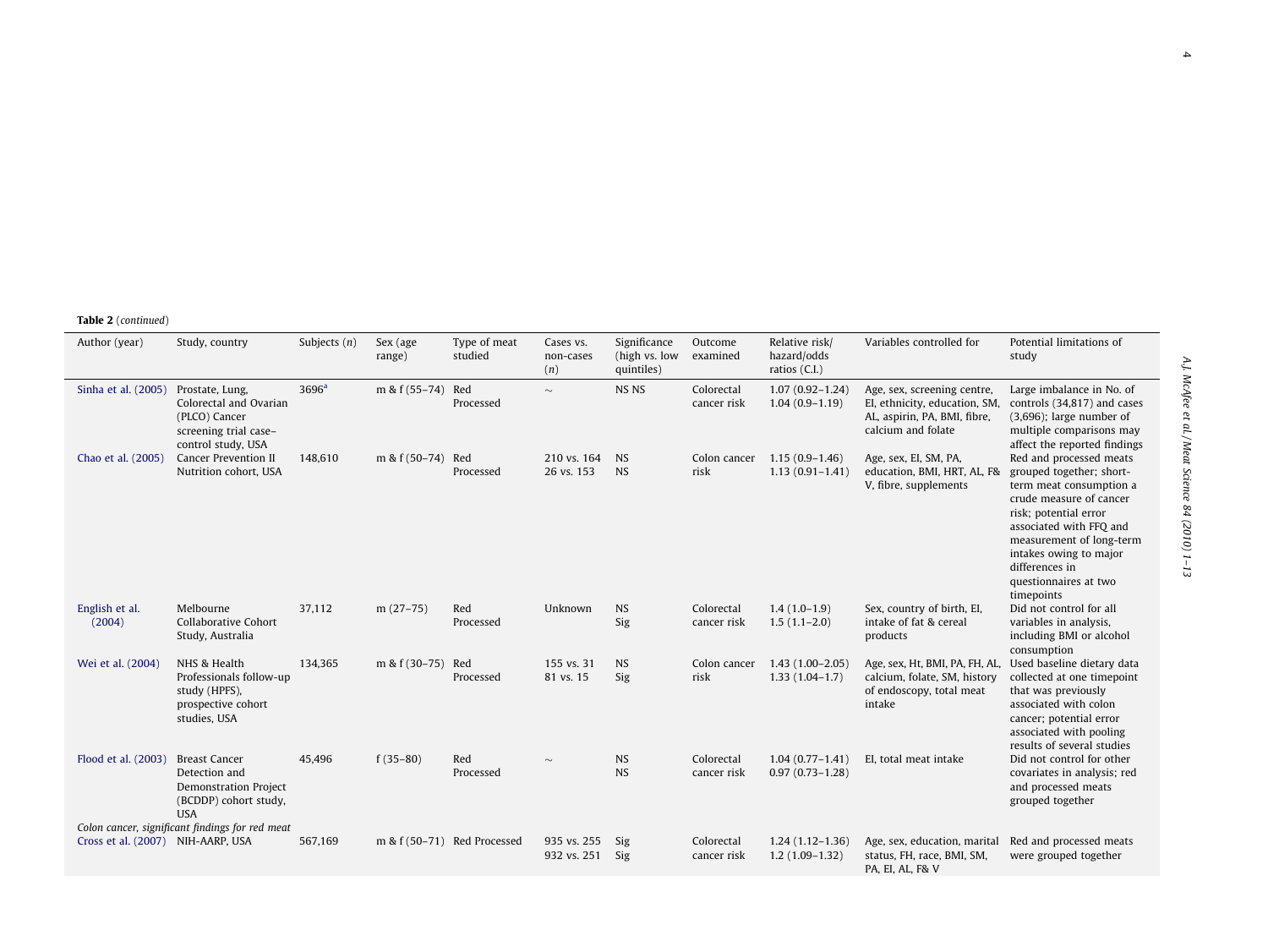**Table 2** (*continued*)

| Author (year) | Study, country | Subjects (*n*) | Sex (age range) | Type of meat studied | Cases vs. non-cases (*n*) | Significance (high vs. low quintiles) | Outcome examined | Relative risk/ hazard/odds ratios (C.I.) | Variables controlled for | Potential limitations of study |
|---|---|---|---|---|---|---|---|---|---|---|
| Sinha et al. (2005) | Prostate, Lung, Colorectal and Ovarian (PLCO) Cancer screening trial case–control study, USA | 3696[a] | m & f (55–74) | Red<br>Processed | ~ | NS NS | Colorectal cancer risk | 1.07 (0.92–1.24)<br>1.04 (0.9–1.19) | Age, sex, screening centre, EI, ethnicity, education, SM, AL, aspirin, PA, BMI, fibre, calcium and folate | Large imbalance in No. of controls (34,817) and cases (3,696); large number of multiple comparisons may affect the reported findings |
| Chao et al. (2005) | Cancer Prevention II Nutrition cohort, USA | 148,610 | m & f (50–74) | Red<br>Processed | 210 vs. 164<br>26 vs. 153 | NS<br>NS | Colon cancer risk | 1.15 (0.9–1.46)<br>1.13 (0.91–1.41) | Age, sex, EI, SM, PA, education, BMI, HRT, AL, F& V, fibre, supplements | Red and processed meats grouped together; short-term meat consumption a crude measure of cancer risk; potential error associated with FFQ and measurement of long-term intakes owing to major differences in questionnaires at two timepoints |
| English et al. (2004) | Melbourne Collaborative Cohort Study, Australia | 37,112 | m (27–75) | Red<br>Processed | Unknown | NS<br>Sig | Colorectal cancer risk | 1.4 (1.0–1.9)<br>1.5 (1.1–2.0) | Sex, country of birth, EI, intake of fat & cereal products | Did not control for all variables in analysis, including BMI or alcohol consumption |
| Wei et al. (2004) | NHS & Health Professionals follow-up study (HPFS), prospective cohort studies, USA | 134,365 | m & f (30–75) | Red<br>Processed | 155 vs. 31<br>81 vs. 15 | NS<br>Sig | Colon cancer risk | 1.43 (1.00–2.05)<br>1.33 (1.04–1.7) | Age, sex, Ht, BMI, PA, FH, AL, calcium, folate, SM, history of endoscopy, total meat intake | Used baseline dietary data collected at one timepoint that was previously associated with colon cancer; potential error associated with pooling results of several studies |
| Flood et al. (2003) | Breast Cancer Detection and Demonstration Project (BCDDP) cohort study, USA | 45,496 | f (35–80) | Red<br>Processed | ~ | NS<br>NS | Colorectal cancer risk | 1.04 (0.77–1.41)<br>0.97 (0.73–1.28) | EI, total meat intake | Did not control for other covariates in analysis; red and processed meats grouped together |
| *Colon cancer, significant findings for red meat* | | | | | | | | | | |
| Cross et al. (2007) | NIH-AARP, USA | 567,169 | m & f (50–71) | Red Processed | 935 vs. 255<br>932 vs. 251 | Sig<br>Sig | Colorectal cancer risk | 1.24 (1.12–1.36)<br>1.2 (1.09–1.32) | Age, sex, education, marital status, FH, race, BMI, SM, PA, EI, AL, F& V | Red and processed meats were grouped together |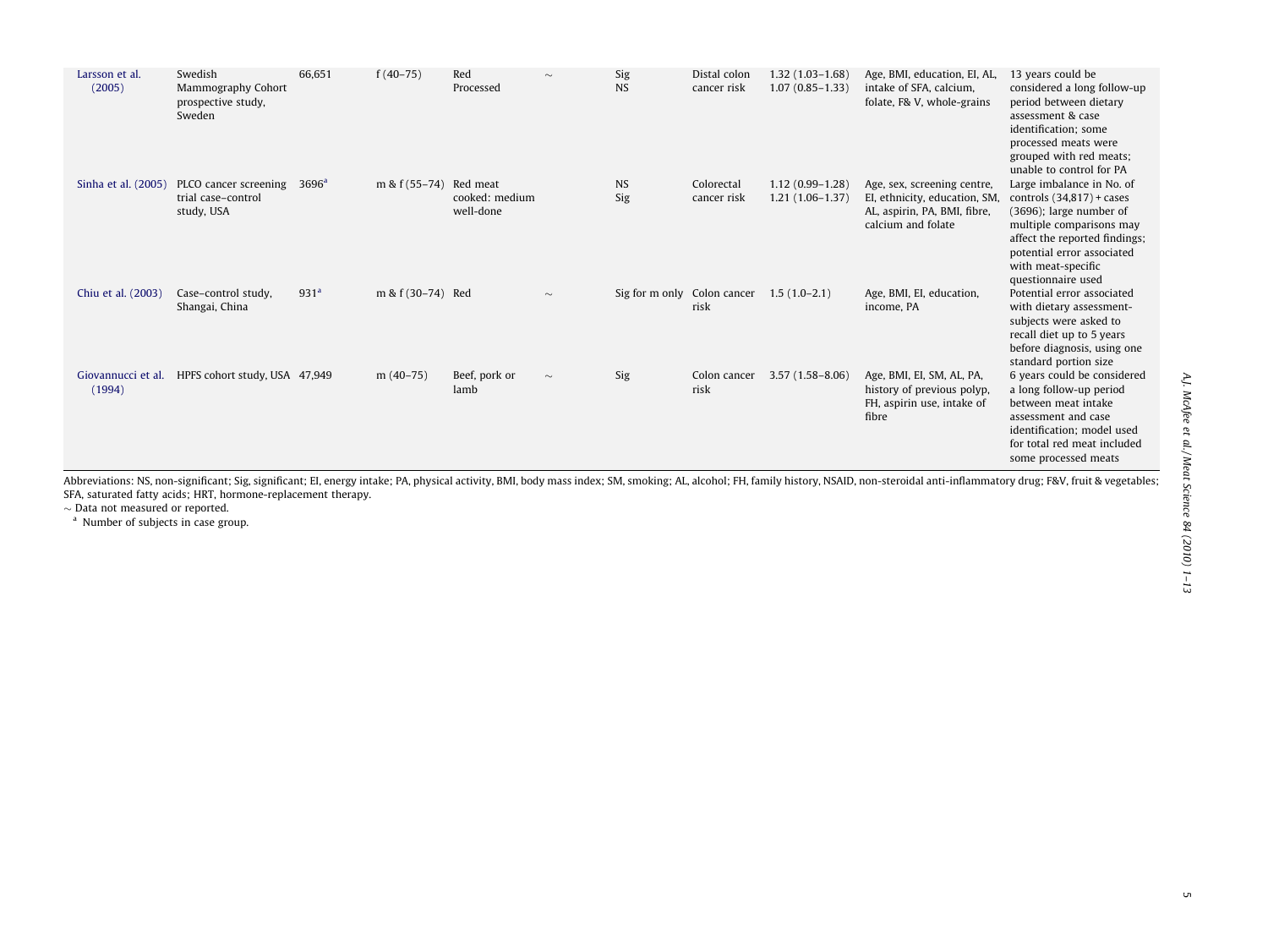| | | | | | | | | | | |
|---|---|---|---|---|---|---|---|---|---|---|
| Larsson et al. (2005) | Swedish Mammography Cohort prospective study, Sweden | 66,651 | f (40–75) | Red<br>Processed | ~ | Sig<br>NS | Distal colon cancer risk | 1.32 (1.03–1.68)<br>1.07 (0.85–1.33) | Age, BMI, education, EI, AL, intake of SFA, calcium, folate, F& V, whole-grains | 13 years could be considered a long follow-up period between dietary assessment & case identification; some processed meats were grouped with red meats; unable to control for PA |
| Sinha et al. (2005) | PLCO cancer screening trial case–control study, USA | 3696[a] | m & f (55–74) | Red meat cooked: medium well-done | | NS<br>Sig | Colorectal cancer risk | 1.12 (0.99–1.28)<br>1.21 (1.06–1.37) | Age, sex, screening centre, EI, ethnicity, education, SM, AL, aspirin, PA, BMI, fibre, calcium and folate | Large imbalance in No. of controls (34,817) + cases (3696); large number of multiple comparisons may affect the reported findings; potential error associated with meat-specific questionnaire used |
| Chiu et al. (2003) | Case–control study, Shangai, China | 931[a] | m & f (30–74) | Red | ~ | Sig for m only | Colon cancer risk | 1.5 (1.0–2.1) | Age, BMI, EI, education, income, PA | Potential error associated with dietary assessment-subjects were asked to recall diet up to 5 years before diagnosis, using one standard portion size |
| Giovannucci et al. (1994) | HPFS cohort study, USA | 47,949 | m (40–75) | Beef, pork or lamb | ~ | Sig | Colon cancer risk | 3.57 (1.58–8.06) | Age, BMI, EI, SM, AL, PA, history of previous polyp, FH, aspirin use, intake of fibre | 6 years could be considered a long follow-up period between meat intake assessment and case identification; model used for total red meat included some processed meats |

Abbreviations: NS, non-significant; Sig, significant; EI, energy intake; PA, physical activity, BMI, body mass index; SM, smoking; AL, alcohol; FH, family history, NSAID, non-steroidal anti-inflammatory drug; F&V, fruit & vegetables; SFA, saturated fatty acids; HRT, hormone-replacement therapy.

~ Data not measured or reported.

[a] Number of subjects in case group.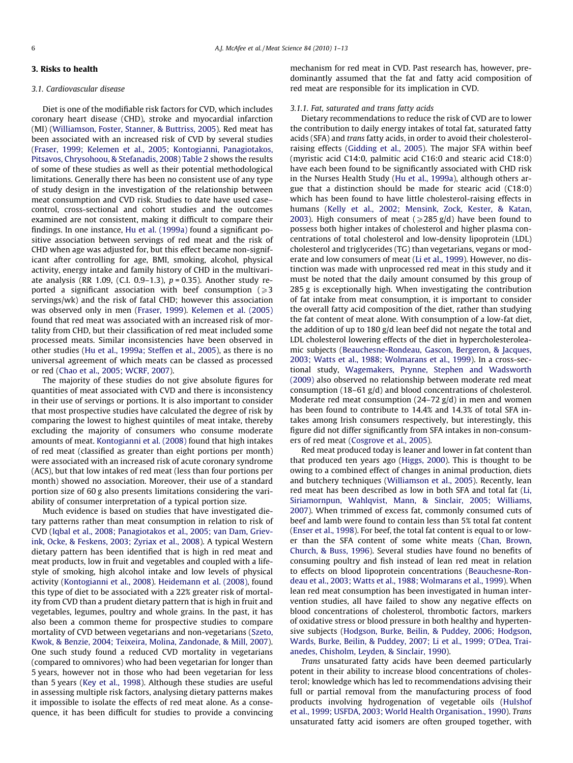## 3. Risks to health

### 3.1. Cardiovascular disease

Diet is one of the modifiable risk factors for CVD, which includes coronary heart disease (CHD), stroke and myocardial infarction (MI) (Williamson, Foster, Stanner, & Buttriss, 2005). Red meat has been associated with an increased risk of CVD by several studies (Fraser, 1999; Kelemen et al., 2005; Kontogianni, Panagiotakos, Pitsavos, Chrysohoou, & Stefanadis, 2008) Table 2 shows the results of some of these studies as well as their potential methodological limitations. Generally there has been no consistent use of any type of study design in the investigation of the relationship between meat consumption and CVD risk. Studies to date have used case–control, cross-sectional and cohort studies and the outcomes examined are not consistent, making it difficult to compare their findings. In one instance, Hu et al. (1999a) found a significant positive association between servings of red meat and the risk of CHD when age was adjusted for, but this effect became non-significant after controlling for age, BMI, smoking, alcohol, physical activity, energy intake and family history of CHD in the multivariate analysis (RR 1.09, (C.I. 0.9–1.3), $p = 0.35$). Another study reported a significant association with beef consumption ($\geqslant 3$ servings/wk) and the risk of fatal CHD; however this association was observed only in men (Fraser, 1999). Kelemen et al. (2005) found that red meat was associated with an increased risk of mortality from CHD, but their classification of red meat included some processed meats. Similar inconsistencies have been observed in other studies (Hu et al., 1999a; Steffen et al., 2005), as there is no universal agreement of which meats can be classed as processed or red (Chao et al., 2005; WCRF, 2007).

The majority of these studies do not give absolute figures for quantities of meat associated with CVD and there is inconsistency in their use of servings or portions. It is also important to consider that most prospective studies have calculated the degree of risk by comparing the lowest to highest quintiles of meat intake, thereby excluding the majority of consumers who consume moderate amounts of meat. Kontogianni et al. (2008) found that high intakes of red meat (classified as greater than eight portions per month) were associated with an increased risk of acute coronary syndrome (ACS), but that low intakes of red meat (less than four portions per month) showed no association. Moreover, their use of a standard portion size of 60 g also presents limitations considering the variability of consumer interpretation of a typical portion size.

Much evidence is based on studies that have investigated dietary patterns rather than meat consumption in relation to risk of CVD (Iqbal et al., 2008; Panagiotakos et al., 2005; van Dam, Grievink, Ocke, & Feskens, 2003; Zyriax et al., 2008). A typical Western dietary pattern has been identified that is high in red meat and meat products, low in fruit and vegetables and coupled with a lifestyle of smoking, high alcohol intake and low levels of physical activity (Kontogianni et al., 2008). Heidemann et al. (2008), found this type of diet to be associated with a 22% greater risk of mortality from CVD than a prudent dietary pattern that is high in fruit and vegetables, legumes, poultry and whole grains. In the past, it has also been a common theme for prospective studies to compare mortality of CVD between vegetarians and non-vegetarians (Szeto, Kwok, & Benzie, 2004; Teixeira, Molina, Zandonade, & Mill, 2007). One such study found a reduced CVD mortality in vegetarians (compared to omnivores) who had been vegetarian for longer than 5 years, however not in those who had been vegetarian for less than 5 years (Key et al., 1998). Although these studies are useful in assessing multiple risk factors, analysing dietary patterns makes it impossible to isolate the effects of red meat alone. As a consequence, it has been difficult for studies to provide a convincing mechanism for red meat in CVD. Past research has, however, predominantly assumed that the fat and fatty acid composition of red meat are responsible for its implication in CVD.

#### 3.1.1. Fat, saturated and trans fatty acids

Dietary recommendations to reduce the risk of CVD are to lower the contribution to daily energy intakes of total fat, saturated fatty acids (SFA) and *trans* fatty acids, in order to avoid their cholesterol-raising effects (Gidding et al., 2005). The major SFA within beef (myristic acid C14:0, palmitic acid C16:0 and stearic acid C18:0) have each been found to be significantly associated with CHD risk in the Nurses Health Study (Hu et al., 1999a), although others argue that a distinction should be made for stearic acid (C18:0) which has been found to have little cholesterol-raising effects in humans (Kelly et al., 2002; Mensink, Zock, Kester, & Katan, 2003). High consumers of meat ($\geqslant 285$ g/d) have been found to possess both higher intakes of cholesterol and higher plasma concentrations of total cholesterol and low-density lipoprotein (LDL) cholesterol and triglycerides (TG) than vegetarians, vegans or moderate and low consumers of meat (Li et al., 1999). However, no distinction was made with unprocessed red meat in this study and it must be noted that the daily amount consumed by this group of 285 g is exceptionally high. When investigating the contribution of fat intake from meat consumption, it is important to consider the overall fatty acid composition of the diet, rather than studying the fat content of meat alone. With consumption of a low-fat diet, the addition of up to 180 g/d lean beef did not negate the total and LDL cholesterol lowering effects of the diet in hypercholesteroleamic subjects (Beauchesne-Rondeau, Gascon, Bergeron, & Jacques, 2003; Watts et al., 1988; Wolmarans et al., 1999). In a cross-sectional study, Wagemakers, Prynne, Stephen and Wadsworth (2009) also observed no relationship between moderate red meat consumption (18–61 g/d) and blood concentrations of cholesterol. Moderate red meat consumption (24–72 g/d) in men and women has been found to contribute to 14.4% and 14.3% of total SFA intakes among Irish consumers respectively, but interestingly, this figure did not differ significantly from SFA intakes in non-consumers of red meat (Cosgrove et al., 2005).

Red meat produced today is leaner and lower in fat content than that produced ten years ago (Higgs, 2000). This is thought to be owing to a combined effect of changes in animal production, diets and butchery techniques (Williamson et al., 2005). Recently, lean red meat has been described as low in both SFA and total fat (Li, Siriamornpun, Wahlqvist, Mann, & Sinclair, 2005; Williams, 2007). When trimmed of excess fat, commonly consumed cuts of beef and lamb were found to contain less than 5% total fat content (Enser et al., 1998). For beef, the total fat content is equal to or lower than the SFA content of some white meats (Chan, Brown, Church, & Buss, 1996). Several studies have found no benefits of consuming poultry and fish instead of lean red meat in relation to effects on blood lipoprotein concentrations (Beauchesne-Rondeau et al., 2003; Watts et al., 1988; Wolmarans et al., 1999). When lean red meat consumption has been investigated in human intervention studies, all have failed to show any negative effects on blood concentrations of cholesterol, thrombotic factors, markers of oxidative stress or blood pressure in both healthy and hypertensive subjects (Hodgson, Burke, Beilin, & Puddey, 2006; Hodgson, Wards, Burke, Beilin, & Puddey, 2007; Li et al., 1999; O'Dea, Traianedes, Chisholm, Leyden, & Sinclair, 1990).

*Trans* unsaturated fatty acids have been deemed particularly potent in their ability to increase blood concentrations of cholesterol; knowledge which has led to recommendations advising their full or partial removal from the manufacturing process of food products involving hydrogenation of vegetable oils (Hulshof et al., 1999; USFDA, 2003; World Health Organisation., 1990). *Trans* unsaturated fatty acid isomers are often grouped together, with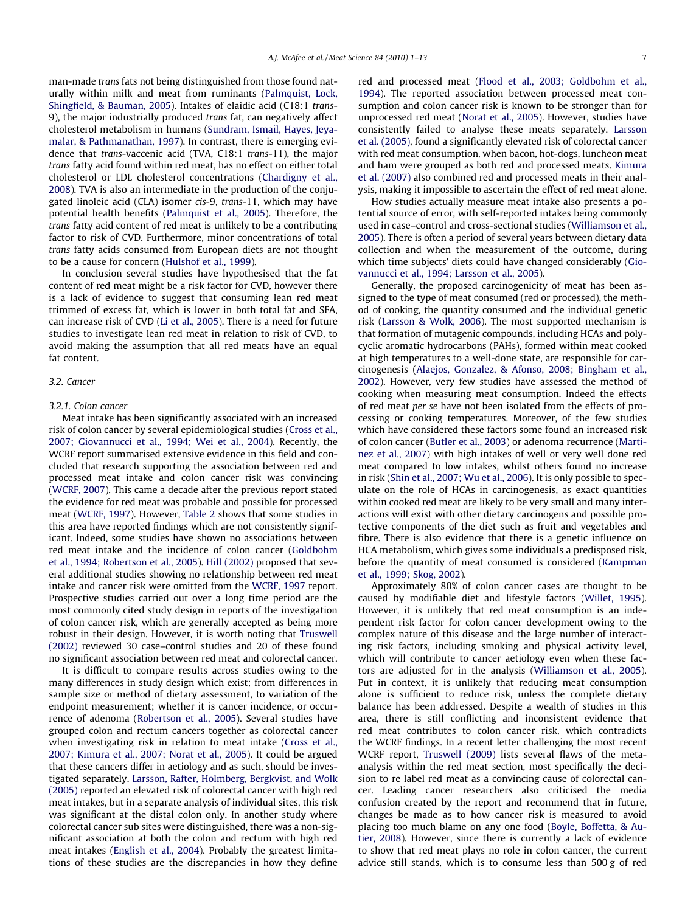man-made *trans* fats not being distinguished from those found naturally within milk and meat from ruminants (Palmquist, Lock, Shingfield, & Bauman, 2005). Intakes of elaidic acid (C18:1 *trans*-9), the major industrially produced *trans* fat, can negatively affect cholesterol metabolism in humans (Sundram, Ismail, Hayes, Jeyamalar, & Pathmanathan, 1997). In contrast, there is emerging evidence that *trans*-vaccenic acid (TVA, C18:1 *trans*-11), the major *trans* fatty acid found within red meat, has no effect on either total cholesterol or LDL cholesterol concentrations (Chardigny et al., 2008). TVA is also an intermediate in the production of the conjugated linoleic acid (CLA) isomer *cis*-9, *trans*-11, which may have potential health benefits (Palmquist et al., 2005). Therefore, the *trans* fatty acid content of red meat is unlikely to be a contributing factor to risk of CVD. Furthermore, minor concentrations of total *trans* fatty acids consumed from European diets are not thought to be a cause for concern (Hulshof et al., 1999).

In conclusion several studies have hypothesised that the fat content of red meat might be a risk factor for CVD, however there is a lack of evidence to suggest that consuming lean red meat trimmed of excess fat, which is lower in both total fat and SFA, can increase risk of CVD (Li et al., 2005). There is a need for future studies to investigate lean red meat in relation to risk of CVD, to avoid making the assumption that all red meats have an equal fat content.

### 3.2. Cancer

#### 3.2.1. Colon cancer

Meat intake has been significantly associated with an increased risk of colon cancer by several epidemiological studies (Cross et al., 2007; Giovannucci et al., 1994; Wei et al., 2004). Recently, the WCRF report summarised extensive evidence in this field and concluded that research supporting the association between red and processed meat intake and colon cancer risk was convincing (WCRF, 2007). This came a decade after the previous report stated the evidence for red meat was probable and possible for processed meat (WCRF, 1997). However, Table 2 shows that some studies in this area have reported findings which are not consistently significant. Indeed, some studies have shown no associations between red meat intake and the incidence of colon cancer (Goldbohm et al., 1994; Robertson et al., 2005). Hill (2002) proposed that several additional studies showing no relationship between red meat intake and cancer risk were omitted from the WCRF, 1997 report. Prospective studies carried out over a long time period are the most commonly cited study design in reports of the investigation of colon cancer risk, which are generally accepted as being more robust in their design. However, it is worth noting that Truswell (2002) reviewed 30 case–control studies and 20 of these found no significant association between red meat and colorectal cancer.

It is difficult to compare results across studies owing to the many differences in study design which exist; from differences in sample size or method of dietary assessment, to variation of the endpoint measurement; whether it is cancer incidence, or occurrence of adenoma (Robertson et al., 2005). Several studies have grouped colon and rectum cancers together as colorectal cancer when investigating risk in relation to meat intake (Cross et al., 2007; Kimura et al., 2007; Norat et al., 2005). It could be argued that these cancers differ in aetiology and as such, should be investigated separately. Larsson, Rafter, Holmberg, Bergkvist, and Wolk (2005) reported an elevated risk of colorectal cancer with high red meat intakes, but in a separate analysis of individual sites, this risk was significant at the distal colon only. In another study where colorectal cancer sub sites were distinguished, there was a non-significant association at both the colon and rectum with high red meat intakes (English et al., 2004). Probably the greatest limitations of these studies are the discrepancies in how they define red and processed meat (Flood et al., 2003; Goldbohm et al., 1994). The reported association between processed meat consumption and colon cancer risk is known to be stronger than for unprocessed red meat (Norat et al., 2005). However, studies have consistently failed to analyse these meats separately. Larsson et al. (2005), found a significantly elevated risk of colorectal cancer with red meat consumption, when bacon, hot-dogs, luncheon meat and ham were grouped as both red and processed meats. Kimura et al. (2007) also combined red and processed meats in their analysis, making it impossible to ascertain the effect of red meat alone.

How studies actually measure meat intake also presents a potential source of error, with self-reported intakes being commonly used in case–control and cross-sectional studies (Williamson et al., 2005). There is often a period of several years between dietary data collection and when the measurement of the outcome, during which time subjects' diets could have changed considerably (Giovannucci et al., 1994; Larsson et al., 2005).

Generally, the proposed carcinogenicity of meat has been assigned to the type of meat consumed (red or processed), the method of cooking, the quantity consumed and the individual genetic risk (Larsson & Wolk, 2006). The most supported mechanism is that formation of mutagenic compounds, including HCAs and polycyclic aromatic hydrocarbons (PAHs), formed within meat cooked at high temperatures to a well-done state, are responsible for carcinogenesis (Alaejos, Gonzalez, & Afonso, 2008; Bingham et al., 2002). However, very few studies have assessed the method of cooking when measuring meat consumption. Indeed the effects of red meat *per se* have not been isolated from the effects of processing or cooking temperatures. Moreover, of the few studies which have considered these factors some found an increased risk of colon cancer (Butler et al., 2003) or adenoma recurrence (Martinez et al., 2007) with high intakes of well or very well done red meat compared to low intakes, whilst others found no increase in risk (Shin et al., 2007; Wu et al., 2006). It is only possible to speculate on the role of HCAs in carcinogenesis, as exact quantities within cooked red meat are likely to be very small and many interactions will exist with other dietary carcinogens and possible protective components of the diet such as fruit and vegetables and fibre. There is also evidence that there is a genetic influence on HCA metabolism, which gives some individuals a predisposed risk, before the quantity of meat consumed is considered (Kampman et al., 1999; Skog, 2002).

Approximately 80% of colon cancer cases are thought to be caused by modifiable diet and lifestyle factors (Willet, 1995). However, it is unlikely that red meat consumption is an independent risk factor for colon cancer development owing to the complex nature of this disease and the large number of interacting risk factors, including smoking and physical activity level, which will contribute to cancer aetiology even when these factors are adjusted for in the analysis (Williamson et al., 2005). Put in context, it is unlikely that reducing meat consumption alone is sufficient to reduce risk, unless the complete dietary balance has been addressed. Despite a wealth of studies in this area, there is still conflicting and inconsistent evidence that red meat contributes to colon cancer risk, which contradicts the WCRF findings. In a recent letter challenging the most recent WCRF report, Truswell (2009) lists several flaws of the meta-analysis within the red meat section, most specifically the decision to re label red meat as a convincing cause of colorectal cancer. Leading cancer researchers also criticised the media confusion created by the report and recommend that in future, changes be made as to how cancer risk is measured to avoid placing too much blame on any one food (Boyle, Boffetta, & Autier, 2008). However, since there is currently a lack of evidence to show that red meat plays no role in colon cancer, the current advice still stands, which is to consume less than 500 g of red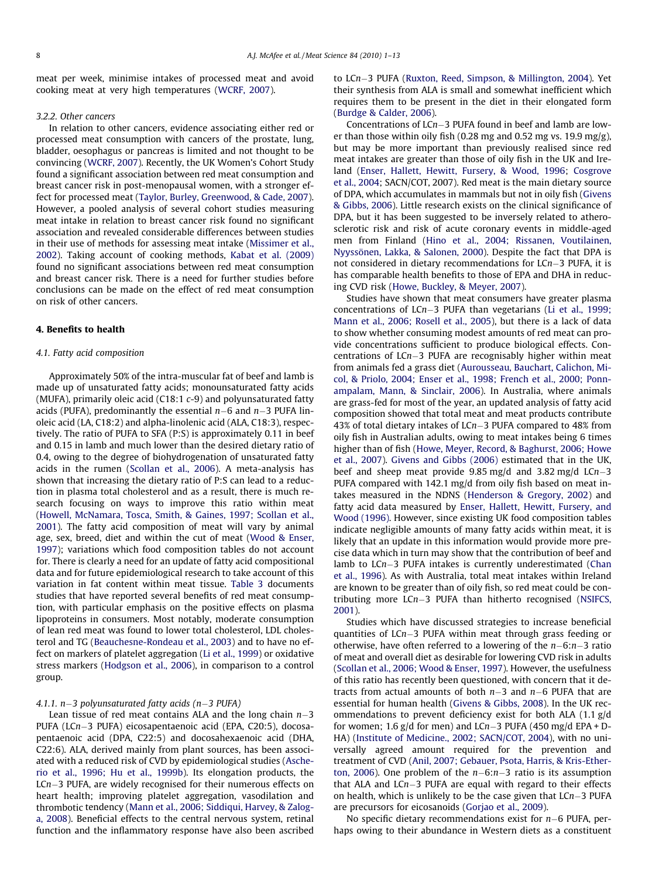meat per week, minimise intakes of processed meat and avoid cooking meat at very high temperatures (WCRF, 2007).

#### 3.2.2. Other cancers

In relation to other cancers, evidence associating either red or processed meat consumption with cancers of the prostate, lung, bladder, oesophagus or pancreas is limited and not thought to be convincing (WCRF, 2007). Recently, the UK Women's Cohort Study found a significant association between red meat consumption and breast cancer risk in post-menopausal women, with a stronger effect for processed meat (Taylor, Burley, Greenwood, & Cade, 2007). However, a pooled analysis of several cohort studies measuring meat intake in relation to breast cancer risk found no significant association and revealed considerable differences between studies in their use of methods for assessing meat intake (Missimer et al., 2002). Taking account of cooking methods, Kabat et al. (2009) found no significant associations between red meat consumption and breast cancer risk. There is a need for further studies before conclusions can be made on the effect of red meat consumption on risk of other cancers.

## 4. Benefits to health

### 4.1. Fatty acid composition

Approximately 50% of the intra-muscular fat of beef and lamb is made up of unsaturated fatty acids; monounsaturated fatty acids (MUFA), primarily oleic acid (C18:1 *c*-9) and polyunsaturated fatty acids (PUFA), predominantly the essential *n*−6 and *n*−3 PUFA linoleic acid (LA, C18:2) and alpha-linolenic acid (ALA, C18:3), respectively. The ratio of PUFA to SFA (P:S) is approximately 0.11 in beef and 0.15 in lamb and much lower than the desired dietary ratio of 0.4, owing to the degree of biohydrogenation of unsaturated fatty acids in the rumen (Scollan et al., 2006). A meta-analysis has shown that increasing the dietary ratio of P:S can lead to a reduction in plasma total cholesterol and as a result, there is much research focusing on ways to improve this ratio within meat (Howell, McNamara, Tosca, Smith, & Gaines, 1997; Scollan et al., 2001). The fatty acid composition of meat will vary by animal age, sex, breed, diet and within the cut of meat (Wood & Enser, 1997); variations which food composition tables do not account for. There is clearly a need for an update of fatty acid compositional data and for future epidemiological research to take account of this variation in fat content within meat tissue. Table 3 documents studies that have reported several benefits of red meat consumption, with particular emphasis on the positive effects on plasma lipoproteins in consumers. Most notably, moderate consumption of lean red meat was found to lower total cholesterol, LDL cholesterol and TG (Beauchesne-Rondeau et al., 2003) and to have no effect on markers of platelet aggregation (Li et al., 1999) or oxidative stress markers (Hodgson et al., 2006), in comparison to a control group.

#### 4.1.1. *n*−3 polyunsaturated fatty acids (*n*−3 PUFA)

Lean tissue of red meat contains ALA and the long chain *n*−3 PUFA (LC*n*−3 PUFA) eicosapentaenoic acid (EPA, C20:5), docosapentaenoic acid (DPA, C22:5) and docosahexaenoic acid (DHA, C22:6). ALA, derived mainly from plant sources, has been associated with a reduced risk of CVD by epidemiological studies (Ascherio et al., 1996; Hu et al., 1999b). Its elongation products, the LC*n*−3 PUFA, are widely recognised for their numerous effects on heart health; improving platelet aggregation, vasodilation and thrombotic tendency (Mann et al., 2006; Siddiqui, Harvey, & Zaloga, 2008). Beneficial effects to the central nervous system, retinal function and the inflammatory response have also been ascribed to LC*n*−3 PUFA (Ruxton, Reed, Simpson, & Millington, 2004). Yet their synthesis from ALA is small and somewhat inefficient which requires them to be present in the diet in their elongated form (Burdge & Calder, 2006).

Concentrations of LC*n*−3 PUFA found in beef and lamb are lower than those within oily fish (0.28 mg and 0.52 mg vs. 19.9 mg/g), but may be more important than previously realised since red meat intakes are greater than those of oily fish in the UK and Ireland (Enser, Hallett, Hewitt, Fursery, & Wood, 1996; Cosgrove et al., 2004; SACN/COT, 2007). Red meat is the main dietary source of DPA, which accumulates in mammals but not in oily fish (Givens & Gibbs, 2006). Little research exists on the clinical significance of DPA, but it has been suggested to be inversely related to atherosclerotic risk and risk of acute coronary events in middle-aged men from Finland (Hino et al., 2004; Rissanen, Voutilainen, Nyyssönen, Lakka, & Salonen, 2000). Despite the fact that DPA is not considered in dietary recommendations for LC*n*−3 PUFA, it is has comparable health benefits to those of EPA and DHA in reducing CVD risk (Howe, Buckley, & Meyer, 2007).

Studies have shown that meat consumers have greater plasma concentrations of LC*n*−3 PUFA than vegetarians (Li et al., 1999; Mann et al., 2006; Rosell et al., 2005), but there is a lack of data to show whether consuming modest amounts of red meat can provide concentrations sufficient to produce biological effects. Concentrations of LC*n*−3 PUFA are recognisably higher within meat from animals fed a grass diet (Aurousseau, Bauchart, Calichon, Micol, & Priolo, 2004; Enser et al., 1998; French et al., 2000; Ponnampalam, Mann, & Sinclair, 2006). In Australia, where animals are grass-fed for most of the year, an updated analysis of fatty acid composition showed that total meat and meat products contribute 43% of total dietary intakes of LC*n*−3 PUFA compared to 48% from oily fish in Australian adults, owing to meat intakes being 6 times higher than of fish (Howe, Meyer, Record, & Baghurst, 2006; Howe et al., 2007). Givens and Gibbs (2006) estimated that in the UK, beef and sheep meat provide 9.85 mg/d and 3.82 mg/d LC*n*−3 PUFA compared with 142.1 mg/d from oily fish based on meat intakes measured in the NDNS (Henderson & Gregory, 2002) and fatty acid data measured by Enser, Hallett, Hewitt, Fursery, and Wood (1996). However, since existing UK food composition tables indicate negligible amounts of many fatty acids within meat, it is likely that an update in this information would provide more precise data which in turn may show that the contribution of beef and lamb to LC*n*−3 PUFA intakes is currently underestimated (Chan et al., 1996). As with Australia, total meat intakes within Ireland are known to be greater than of oily fish, so red meat could be contributing more LC*n*−3 PUFA than hitherto recognised (NSIFCS, 2001).

Studies which have discussed strategies to increase beneficial quantities of LC*n*−3 PUFA within meat through grass feeding or otherwise, have often referred to a lowering of the *n*−6:*n*−3 ratio of meat and overall diet as desirable for lowering CVD risk in adults (Scollan et al., 2006; Wood & Enser, 1997). However, the usefulness of this ratio has recently been questioned, with concern that it detracts from actual amounts of both *n*−3 and *n*−6 PUFA that are essential for human health (Givens & Gibbs, 2008). In the UK recommendations to prevent deficiency exist for both ALA (1.1 g/d for women; 1.6 g/d for men) and LC*n*−3 PUFA (450 mg/d EPA + DHA) (Institute of Medicine., 2002; SACN/COT, 2004), with no universally agreed amount required for the prevention and treatment of CVD (Anil, 2007; Gebauer, Psota, Harris, & Kris-Etherton, 2006). One problem of the *n*−6:*n*−3 ratio is its assumption that ALA and LC*n*−3 PUFA are equal with regard to their effects on health, which is unlikely to be the case given that LC*n*−3 PUFA are precursors for eicosanoids (Gorjao et al., 2009).

No specific dietary recommendations exist for *n*−6 PUFA, perhaps owing to their abundance in Western diets as a constituent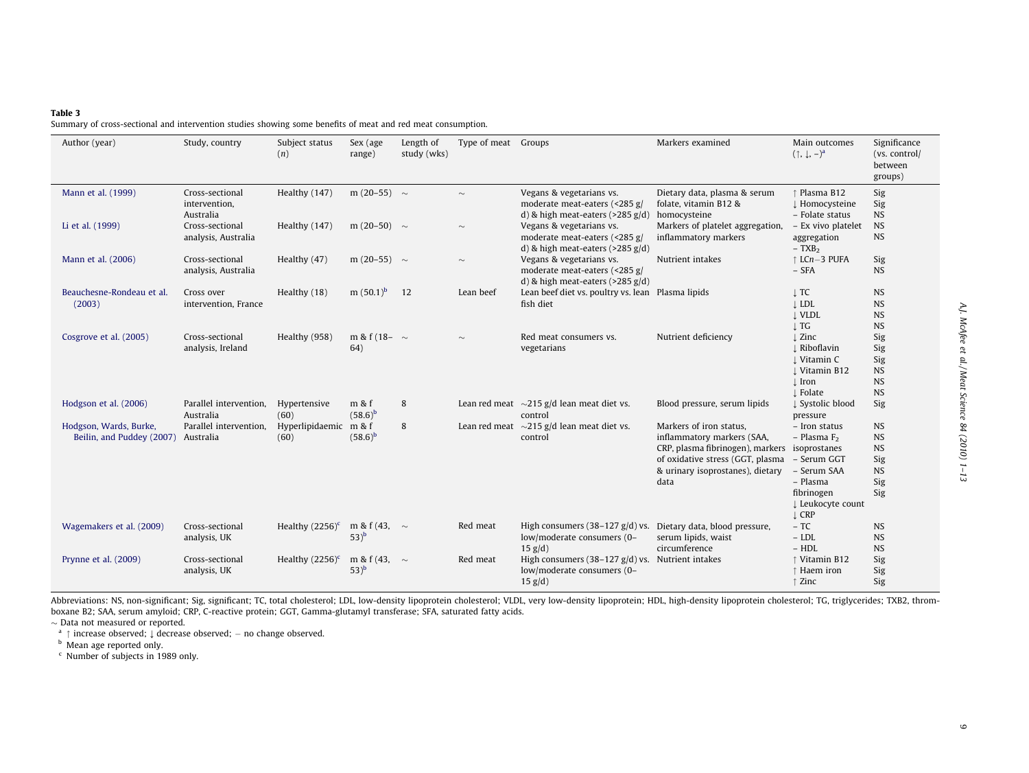**Table 3**
Summary of cross-sectional and intervention studies showing some benefits of meat and red meat consumption.

| Author (year) | Study, country | Subject status (*n*) | Sex (age range) | Length of study (wks) | Type of meat | Groups | Markers examined | Main outcomes (↑, ↓, –)[a] | Significance (vs. control/ between groups) |
|---|---|---|---|---|---|---|---|---|---|
| Mann et al. (1999) | Cross-sectional intervention, Australia | Healthy (147) | m (20–55) | ~ | ~ | Vegans & vegetarians vs. moderate meat-eaters (<285 g/d) & high meat-eaters (>285 g/d) | Dietary data, plasma & serum folate, vitamin B12 & homocysteine | ↑ Plasma B12<br>↓ Homocysteine<br>– Folate status | Sig<br>Sig<br>NS |
| Li et al. (1999) | Cross-sectional analysis, Australia | Healthy (147) | m (20–50) | ~ | ~ | Vegans & vegetarians vs. moderate meat-eaters (<285 g/d) & high meat-eaters (>285 g/d) | Markers of platelet aggregation, inflammatory markers | – Ex vivo platelet aggregation<br>– $TXB_2$ | NS<br>NS |
| Mann et al. (2006) | Cross-sectional analysis, Australia | Healthy (47) | m (20–55) | ~ | ~ | Vegans & vegetarians vs. moderate meat-eaters (<285 g/d) & high meat-eaters (>285 g/d) | Nutrient intakes | ↑ LC$n$−3 PUFA<br>– SFA | Sig<br>NS |
| Beauchesne-Rondeau et al. (2003) | Cross over intervention, France | Healthy (18) | m (50.1)[b] | 12 | Lean beef | Lean beef diet vs. poultry vs. lean fish diet | Plasma lipids | ↓ TC<br>↓ LDL<br>↓ VLDL<br>↓ TG | NS<br>NS<br>NS<br>NS |
| Cosgrove et al. (2005) | Cross-sectional analysis, Ireland | Healthy (958) | m & f (18–64) | ~ | ~ | Red meat consumers vs. vegetarians | Nutrient deficiency | ↓ Zinc<br>↓ Riboflavin<br>↓ Vitamin C<br>↓ Vitamin B12<br>↓ Iron<br>↓ Folate | Sig<br>Sig<br>Sig<br>NS<br>NS<br>NS |
| Hodgson et al. (2006) | Parallel intervention, Australia | Hypertensive (60) | m & f (58.6)[b] | 8 | Lean red meat | ~215 g/d lean meat diet vs. control | Blood pressure, serum lipids | ↓ Systolic blood pressure | Sig |
| Hodgson, Wards, Burke, Beilin, and Puddey (2007) | Parallel intervention, Australia | Hyperlipidaemic (60) | m & f (58.6)[b] | 8 | Lean red meat | ~215 g/d lean meat diet vs. control | Markers of iron status, inflammatory markers (SAA, CRP, plasma fibrinogen), markers of oxidative stress (GGT, plasma & urinary isoprostanes), dietary data | – Iron status<br>– Plasma $F_2$ isoprostanes<br>– Serum GGT<br>– Serum SAA<br>– Plasma fibrinogen<br>↓ Leukocyte count<br>↓ CRP | NS<br>NS<br>NS<br>Sig<br>NS<br>Sig<br>Sig |
| Wagemakers et al. (2009) | Cross-sectional analysis, UK | Healthy (2256)[c] | m & f (43, 53)[b] | ~ | Red meat | High consumers (38–127 g/d) vs. low/moderate consumers (0–15 g/d) | Dietary data, blood pressure, serum lipids, waist circumference | – TC<br>– LDL<br>– HDL | NS<br>NS<br>NS |
| Prynne et al. (2009) | Cross-sectional analysis, UK | Healthy (2256)[c] | m & f (43, 53)[b] | ~ | Red meat | High consumers (38–127 g/d) vs. low/moderate consumers (0–15 g/d) | Nutrient intakes | ↑ Vitamin B12<br>↑ Haem iron<br>↑ Zinc | Sig<br>Sig<br>Sig |

Abbreviations: NS, non-significant; Sig, significant; TC, total cholesterol; LDL, low-density lipoprotein cholesterol; VLDL, very low-density lipoprotein; HDL, high-density lipoprotein cholesterol; TG, triglycerides; TXB2, thromboxane B2; SAA, serum amyloid; CRP, C-reactive protein; GGT, Gamma-glutamyl transferase; SFA, saturated fatty acids.
~ Data not measured or reported.
[a] ↑ increase observed; ↓ decrease observed; – no change observed.
[b] Mean age reported only.
[c] Number of subjects in 1989 only.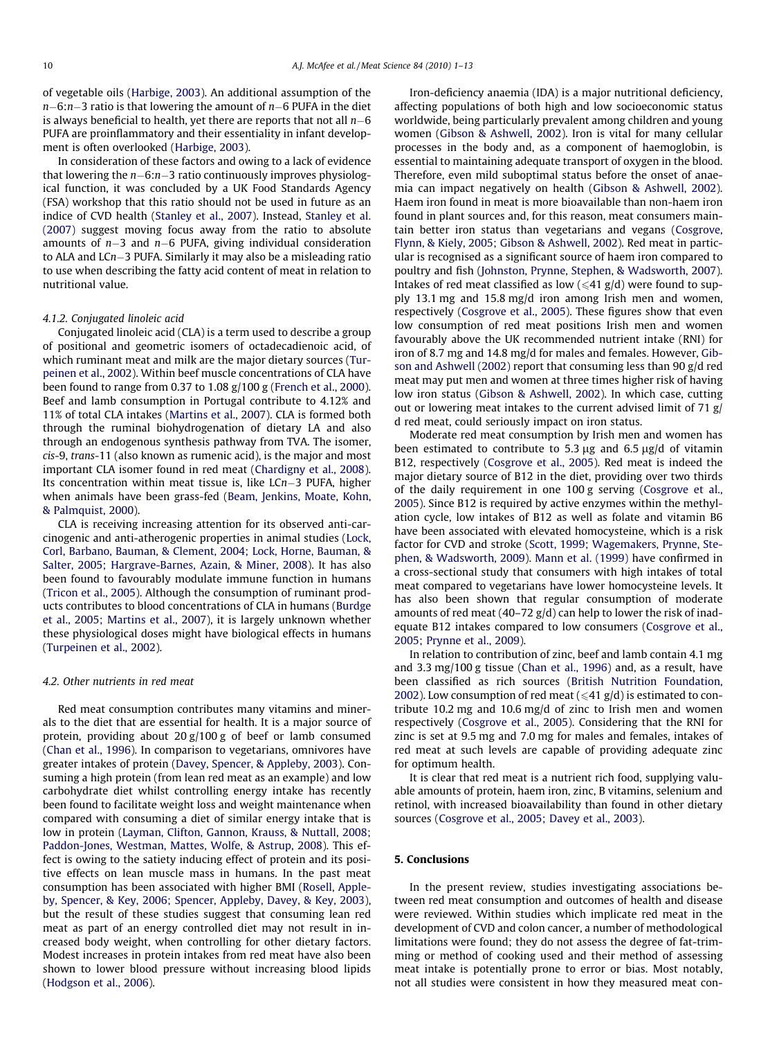of vegetable oils (Harbige, 2003). An additional assumption of the $n-6$:$n-3$ ratio is that lowering the amount of $n-6$ PUFA in the diet is always beneficial to health, yet there are reports that not all $n-6$ PUFA are proinflammatory and their essentiality in infant development is often overlooked (Harbige, 2003).

In consideration of these factors and owing to a lack of evidence that lowering the $n-6$:$n-3$ ratio continuously improves physiological function, it was concluded by a UK Food Standards Agency (FSA) workshop that this ratio should not be used in future as an indice of CVD health (Stanley et al., 2007). Instead, Stanley et al. (2007) suggest moving focus away from the ratio to absolute amounts of $n-3$ and $n-6$ PUFA, giving individual consideration to ALA and LC$n-3$ PUFA. Similarly it may also be a misleading ratio to use when describing the fatty acid content of meat in relation to nutritional value.

#### 4.1.2. Conjugated linoleic acid

Conjugated linoleic acid (CLA) is a term used to describe a group of positional and geometric isomers of octadecadienoic acid, of which ruminant meat and milk are the major dietary sources (Turpeinen et al., 2002). Within beef muscle concentrations of CLA have been found to range from 0.37 to 1.08 g/100 g (French et al., 2000). Beef and lamb consumption in Portugal contribute to 4.12% and 11% of total CLA intakes (Martins et al., 2007). CLA is formed both through the ruminal biohydrogenation of dietary LA and also through an endogenous synthesis pathway from TVA. The isomer, *cis*-9, *trans*-11 (also known as rumenic acid), is the major and most important CLA isomer found in red meat (Chardigny et al., 2008). Its concentration within meat tissue is, like LC$n-3$ PUFA, higher when animals have been grass-fed (Beam, Jenkins, Moate, Kohn, & Palmquist, 2000).

CLA is receiving increasing attention for its observed anti-carcinogenic and anti-atherogenic properties in animal studies (Lock, Corl, Barbano, Bauman, & Clement, 2004; Lock, Horne, Bauman, & Salter, 2005; Hargrave-Barnes, Azain, & Miner, 2008). It has also been found to favourably modulate immune function in humans (Tricon et al., 2005). Although the consumption of ruminant products contributes to blood concentrations of CLA in humans (Burdge et al., 2005; Martins et al., 2007), it is largely unknown whether these physiological doses might have biological effects in humans (Turpeinen et al., 2002).

### 4.2. Other nutrients in red meat

Red meat consumption contributes many vitamins and minerals to the diet that are essential for health. It is a major source of protein, providing about 20 g/100 g of beef or lamb consumed (Chan et al., 1996). In comparison to vegetarians, omnivores have greater intakes of protein (Davey, Spencer, & Appleby, 2003). Consuming a high protein (from lean red meat as an example) and low carbohydrate diet whilst controlling energy intake has recently been found to facilitate weight loss and weight maintenance when compared with consuming a diet of similar energy intake that is low in protein (Layman, Clifton, Gannon, Krauss, & Nuttall, 2008; Paddon-Jones, Westman, Mattes, Wolfe, & Astrup, 2008). This effect is owing to the satiety inducing effect of protein and its positive effects on lean muscle mass in humans. In the past meat consumption has been associated with higher BMI (Rosell, Appleby, Spencer, & Key, 2006; Spencer, Appleby, Davey, & Key, 2003), but the result of these studies suggest that consuming lean red meat as part of an energy controlled diet may not result in increased body weight, when controlling for other dietary factors. Modest increases in protein intakes from red meat have also been shown to lower blood pressure without increasing blood lipids (Hodgson et al., 2006).

Iron-deficiency anaemia (IDA) is a major nutritional deficiency, affecting populations of both high and low socioeconomic status worldwide, being particularly prevalent among children and young women (Gibson & Ashwell, 2002). Iron is vital for many cellular processes in the body and, as a component of haemoglobin, is essential to maintaining adequate transport of oxygen in the blood. Therefore, even mild suboptimal status before the onset of anaemia can impact negatively on health (Gibson & Ashwell, 2002). Haem iron found in meat is more bioavailable than non-haem iron found in plant sources and, for this reason, meat consumers maintain better iron status than vegetarians and vegans (Cosgrove, Flynn, & Kiely, 2005; Gibson & Ashwell, 2002). Red meat in particular is recognised as a significant source of haem iron compared to poultry and fish (Johnston, Prynne, Stephen, & Wadsworth, 2007). Intakes of red meat classified as low ($\leqslant$41 g/d) were found to supply 13.1 mg and 15.8 mg/d iron among Irish men and women, respectively (Cosgrove et al., 2005). These figures show that even low consumption of red meat positions Irish men and women favourably above the UK recommended nutrient intake (RNI) for iron of 8.7 mg and 14.8 mg/d for males and females. However, Gibson and Ashwell (2002) report that consuming less than 90 g/d red meat may put men and women at three times higher risk of having low iron status (Gibson & Ashwell, 2002). In which case, cutting out or lowering meat intakes to the current advised limit of 71 g/d red meat, could seriously impact on iron status.

Moderate red meat consumption by Irish men and women has been estimated to contribute to 5.3 μg and 6.5 μg/d of vitamin B12, respectively (Cosgrove et al., 2005). Red meat is indeed the major dietary source of B12 in the diet, providing over two thirds of the daily requirement in one 100 g serving (Cosgrove et al., 2005). Since B12 is required by active enzymes within the methylation cycle, low intakes of B12 as well as folate and vitamin B6 have been associated with elevated homocysteine, which is a risk factor for CVD and stroke (Scott, 1999; Wagemakers, Prynne, Stephen, & Wadsworth, 2009). Mann et al. (1999) have confirmed in a cross-sectional study that consumers with high intakes of total meat compared to vegetarians have lower homocysteine levels. It has also been shown that regular consumption of moderate amounts of red meat (40–72 g/d) can help to lower the risk of inadequate B12 intakes compared to low consumers (Cosgrove et al., 2005; Prynne et al., 2009).

In relation to contribution of zinc, beef and lamb contain 4.1 mg and 3.3 mg/100 g tissue (Chan et al., 1996) and, as a result, have been classified as rich sources (British Nutrition Foundation, 2002). Low consumption of red meat ($\leqslant$41 g/d) is estimated to contribute 10.2 mg and 10.6 mg/d of zinc to Irish men and women respectively (Cosgrove et al., 2005). Considering that the RNI for zinc is set at 9.5 mg and 7.0 mg for males and females, intakes of red meat at such levels are capable of providing adequate zinc for optimum health.

It is clear that red meat is a nutrient rich food, supplying valuable amounts of protein, haem iron, zinc, B vitamins, selenium and retinol, with increased bioavailability than found in other dietary sources (Cosgrove et al., 2005; Davey et al., 2003).

## 5. Conclusions

In the present review, studies investigating associations between red meat consumption and outcomes of health and disease were reviewed. Within studies which implicate red meat in the development of CVD and colon cancer, a number of methodological limitations were found; they do not assess the degree of fat-trimming or method of cooking used and their method of assessing meat intake is potentially prone to error or bias. Most notably, not all studies were consistent in how they measured meat con-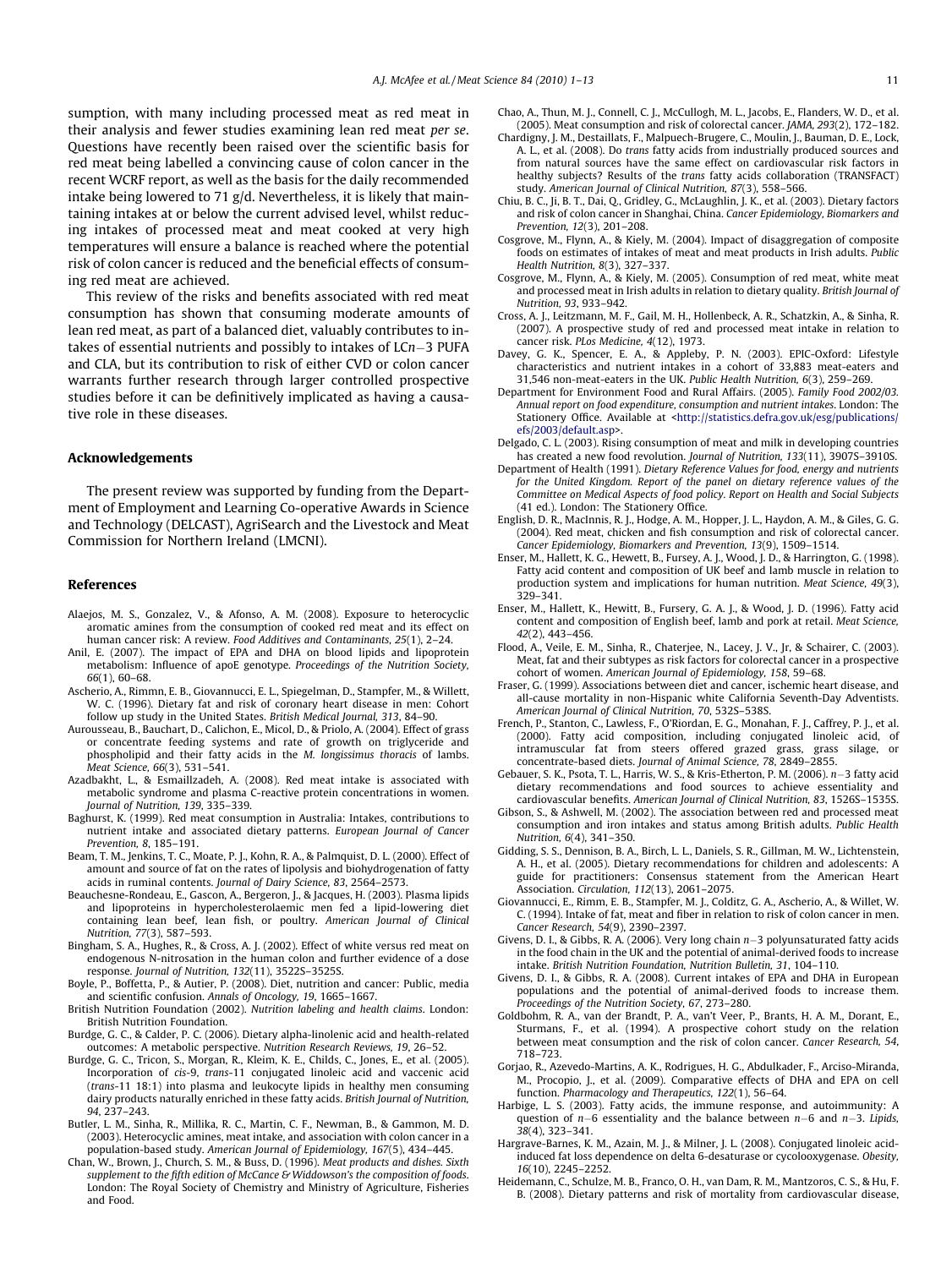sumption, with many including processed meat as red meat in their analysis and fewer studies examining lean red meat *per se*. Questions have recently been raised over the scientific basis for red meat being labelled a convincing cause of colon cancer in the recent WCRF report, as well as the basis for the daily recommended intake being lowered to 71 g/d. Nevertheless, it is likely that maintaining intakes at or below the current advised level, whilst reducing intakes of processed meat and meat cooked at very high temperatures will ensure a balance is reached where the potential risk of colon cancer is reduced and the beneficial effects of consuming red meat are achieved.

This review of the risks and benefits associated with red meat consumption has shown that consuming moderate amounts of lean red meat, as part of a balanced diet, valuably contributes to intakes of essential nutrients and possibly to intakes of LC*n*−3 PUFA and CLA, but its contribution to risk of either CVD or colon cancer warrants further research through larger controlled prospective studies before it can be definitively implicated as having a causative role in these diseases.

## Acknowledgements

The present review was supported by funding from the Department of Employment and Learning Co-operative Awards in Science and Technology (DELCAST), AgriSearch and the Livestock and Meat Commission for Northern Ireland (LMCNI).

## References

Alaejos, M. S., Gonzalez, V., & Afonso, A. M. (2008). Exposure to heterocyclic aromatic amines from the consumption of cooked red meat and its effect on human cancer risk: A review. *Food Additives and Contaminants, 25*(1), 2–24.

Anil, E. (2007). The impact of EPA and DHA on blood lipids and lipoprotein metabolism: Influence of apoE genotype. *Proceedings of the Nutrition Society, 66*(1), 60–68.

Ascherio, A., Rimmn, E. B., Giovannucci, E. L., Spiegelman, D., Stampfer, M., & Willett, W. C. (1996). Dietary fat and risk of coronary heart disease in men: Cohort follow up study in the United States. *British Medical Journal, 313*, 84–90.

Aurousseau, B., Bauchart, D., Calichon, E., Micol, D., & Priolo, A. (2004). Effect of grass or concentrate feeding systems and rate of growth on triglyceride and phospholipid and their fatty acids in the *M. longissimus thoracis* of lambs. *Meat Science, 66*(3), 531–541.

Azadbakht, L., & Esmaillzadeh, A. (2008). Red meat intake is associated with metabolic syndrome and plasma C-reactive protein concentrations in women. *Journal of Nutrition, 139*, 335–339.

Baghurst, K. (1999). Red meat consumption in Australia: Intakes, contributions to nutrient intake and associated dietary patterns. *European Journal of Cancer Prevention, 8*, 185–191.

Beam, T. M., Jenkins, T. C., Moate, P. J., Kohn, R. A., & Palmquist, D. L. (2000). Effect of amount and source of fat on the rates of lipolysis and biohydrogenation of fatty acids in ruminal contents. *Journal of Dairy Science, 83*, 2564–2573.

Beauchesne-Rondeau, E., Gascon, A., Bergeron, J., & Jacques, H. (2003). Plasma lipids and lipoproteins in hypercholesterolaemic men fed a lipid-lowering diet containing lean beef, lean fish, or poultry. *American Journal of Clinical Nutrition, 77*(3), 587–593.

Bingham, S. A., Hughes, R., & Cross, A. J. (2002). Effect of white versus red meat on endogenous N-nitrosation in the human colon and further evidence of a dose response. *Journal of Nutrition, 132*(11), 3522S–3525S.

Boyle, P., Boffetta, P., & Autier, P. (2008). Diet, nutrition and cancer: Public, media and scientific confusion. *Annals of Oncology, 19*, 1665–1667.

British Nutrition Foundation (2002). *Nutrition labeling and health claims*. London: British Nutrition Foundation.

Burdge, G. C., & Calder, P. C. (2006). Dietary alpha-linolenic acid and health-related outcomes: A metabolic perspective. *Nutrition Research Reviews, 19*, 26–52.

Burdge, G. C., Tricon, S., Morgan, R., Kleim, K. E., Childs, C., Jones, E., et al. (2005). Incorporation of *cis*-9, *trans*-11 conjugated linoleic acid and vaccenic acid (*trans*-11 18:1) into plasma and leukocyte lipids in healthy men consuming dairy products naturally enriched in these fatty acids. *British Journal of Nutrition, 94*, 237–243.

Butler, L. M., Sinha, R., Millika, R. C., Martin, C. F., Newman, B., & Gammon, M. D. (2003). Heterocyclic amines, meat intake, and association with colon cancer in a population-based study. *American Journal of Epidemiology, 167*(5), 434–445.

Chan, W., Brown, J., Church, S. M., & Buss, D. (1996). *Meat products and dishes. Sixth supplement to the fifth edition of McCance & Widdowson's the composition of foods*. London: The Royal Society of Chemistry and Ministry of Agriculture, Fisheries and Food.

Chao, A., Thun, M. J., Connell, C. J., McCullogh, M. L., Jacobs, E., Flanders, W. D., et al. (2005). Meat consumption and risk of colorectal cancer. *JAMA, 293*(2), 172–182.

Chardigny, J. M., Destaillats, F., Malpuech-Brugere, C., Moulin, J., Bauman, D. E., Lock, A. L., et al. (2008). Do *trans* fatty acids from industrially produced sources and from natural sources have the same effect on cardiovascular risk factors in healthy subjects? Results of the *trans* fatty acids collaboration (TRANSFACT) study. *American Journal of Clinical Nutrition, 87*(3), 558–566.

Chiu, B. C., Ji, B. T., Dai, Q., Gridley, G., McLaughlin, J. K., et al. (2003). Dietary factors and risk of colon cancer in Shanghai, China. *Cancer Epidemiology, Biomarkers and Prevention, 12*(3), 201–208.

Cosgrove, M., Flynn, A., & Kiely, M. (2004). Impact of disaggregation of composite foods on estimates of intakes of meat and meat products in Irish adults. *Public Health Nutrition, 8*(3), 327–337.

Cosgrove, M., Flynn, A., & Kiely, M. (2005). Consumption of red meat, white meat and processed meat in Irish adults in relation to dietary quality. *British Journal of Nutrition, 93*, 933–942.

Cross, A. J., Leitzmann, M. F., Gail, M. H., Hollenbeck, A. R., Schatzkin, A., & Sinha, R. (2007). A prospective study of red and processed meat intake in relation to cancer risk. *PLos Medicine, 4*(12), 1973.

Davey, G. K., Spencer, E. A., & Appleby, P. N. (2003). EPIC-Oxford: Lifestyle characteristics and nutrient intakes in a cohort of 33,883 meat-eaters and 31,546 non-meat-eaters in the UK. *Public Health Nutrition, 6*(3), 259–269.

Department for Environment Food and Rural Affairs. (2005). *Family Food 2002/03. Annual report on food expenditure, consumption and nutrient intakes*. London: The Stationery Office. Available at <http://statistics.defra.gov.uk/esg/publications/efs/2003/default.asp>.

Delgado, C. L. (2003). Rising consumption of meat and milk in developing countries has created a new food revolution. *Journal of Nutrition, 133*(11), 3907S–3910S.

Department of Health (1991). *Dietary Reference Values for food, energy and nutrients for the United Kingdom. Report of the panel on dietary reference values of the Committee on Medical Aspects of food policy. Report on Health and Social Subjects* (41 ed.). London: The Stationery Office.

English, D. R., MacInnis, R. J., Hodge, A. M., Hopper, J. L., Haydon, A. M., & Giles, G. G. (2004). Red meat, chicken and fish consumption and risk of colorectal cancer. *Cancer Epidemiology, Biomarkers and Prevention, 13*(9), 1509–1514.

Enser, M., Hallett, K. G., Hewett, B., Fursey, A. J., Wood, J. D., & Harrington, G. (1998). Fatty acid content and composition of UK beef and lamb muscle in relation to production system and implications for human nutrition. *Meat Science, 49*(3), 329–341.

Enser, M., Hallett, K., Hewitt, B., Fursery, G. A. J., & Wood, J. D. (1996). Fatty acid content and composition of English beef, lamb and pork at retail. *Meat Science, 42*(2), 443–456.

Flood, A., Veile, E. M., Sinha, R., Chaterjee, N., Lacey, J. V., Jr, & Schairer, C. (2003). Meat, fat and their subtypes as risk factors for colorectal cancer in a prospective cohort of women. *American Journal of Epidemiology, 158*, 59–68.

Fraser, G. (1999). Associations between diet and cancer, ischemic heart disease, and all-cause mortality in non-Hispanic white California Seventh-Day Adventists. *American Journal of Clinical Nutrition, 70*, 532S–538S.

French, P., Stanton, C., Lawless, F., O'Riordan, E. G., Monahan, F. J., Caffrey, P. J., et al. (2000). Fatty acid composition, including conjugated linoleic acid, of intramuscular fat from steers offered grazed grass, grass silage, or concentrate-based diets. *Journal of Animal Science, 78*, 2849–2855.

Gebauer, S. K., Psota, T. L., Harris, W. S., & Kris-Etherton, P. M. (2006). *n*−3 fatty acid dietary recommendations and food sources to achieve essentiality and cardiovascular benefits. *American Journal of Clinical Nutrition, 83*, 1526S–1535S.

Gibson, S., & Ashwell, M. (2002). The association between red and processed meat consumption and iron intakes and status among British adults. *Public Health Nutrition, 6*(4), 341–350.

Gidding, S. S., Dennison, B. A., Birch, L. L., Daniels, S. R., Gillman, M. W., Lichtenstein, A. H., et al. (2005). Dietary recommendations for children and adolescents: A guide for practitioners: Consensus statement from the American Heart Association. *Circulation, 112*(13), 2061–2075.

Giovannucci, E., Rimm, E. B., Stampfer, M. J., Colditz, G. A., Ascherio, A., & Willet, W. C. (1994). Intake of fat, meat and fiber in relation to risk of colon cancer in men. *Cancer Research, 54*(9), 2390–2397.

Givens, D. I., & Gibbs, R. A. (2006). Very long chain *n*−3 polyunsaturated fatty acids in the food chain in the UK and the potential of animal-derived foods to increase intake. *British Nutrition Foundation, Nutrition Bulletin, 31*, 104–110.

Givens, D. I., & Gibbs, R. A. (2008). Current intakes of EPA and DHA in European populations and the potential of animal-derived foods to increase them. *Proceedings of the Nutrition Society, 67*, 273–280.

Goldbohm, R. A., van der Brandt, P. A., van't Veer, P., Brants, H. A. M., Dorant, E., Sturmans, F., et al. (1994). A prospective cohort study on the relation between meat consumption and the risk of colon cancer. *Cancer Research, 54*, 718–723.

Gorjao, R., Azevedo-Martins, A. K., Rodrigues, H. G., Abdulkader, F., Arciso-Miranda, M., Procopio, J., et al. (2009). Comparative effects of DHA and EPA on cell function. *Pharmacology and Therapeutics, 122*(1), 56–64.

Harbige, L. S. (2003). Fatty acids, the immune response, and autoimmunity: A question of *n*−6 essentiality and the balance between *n*−6 and *n*−3. *Lipids, 38*(4), 323–341.

Hargrave-Barnes, K. M., Azain, M. J., & Milner, J. L. (2008). Conjugated linoleic acid-induced fat loss dependence on delta 6-desaturase or cycolooxygenase. *Obesity, 16*(10), 2245–2252.

Heidemann, C., Schulze, M. B., Franco, O. H., van Dam, R. M., Mantzoros, C. S., & Hu, F. B. (2008). Dietary patterns and risk of mortality from cardiovascular disease,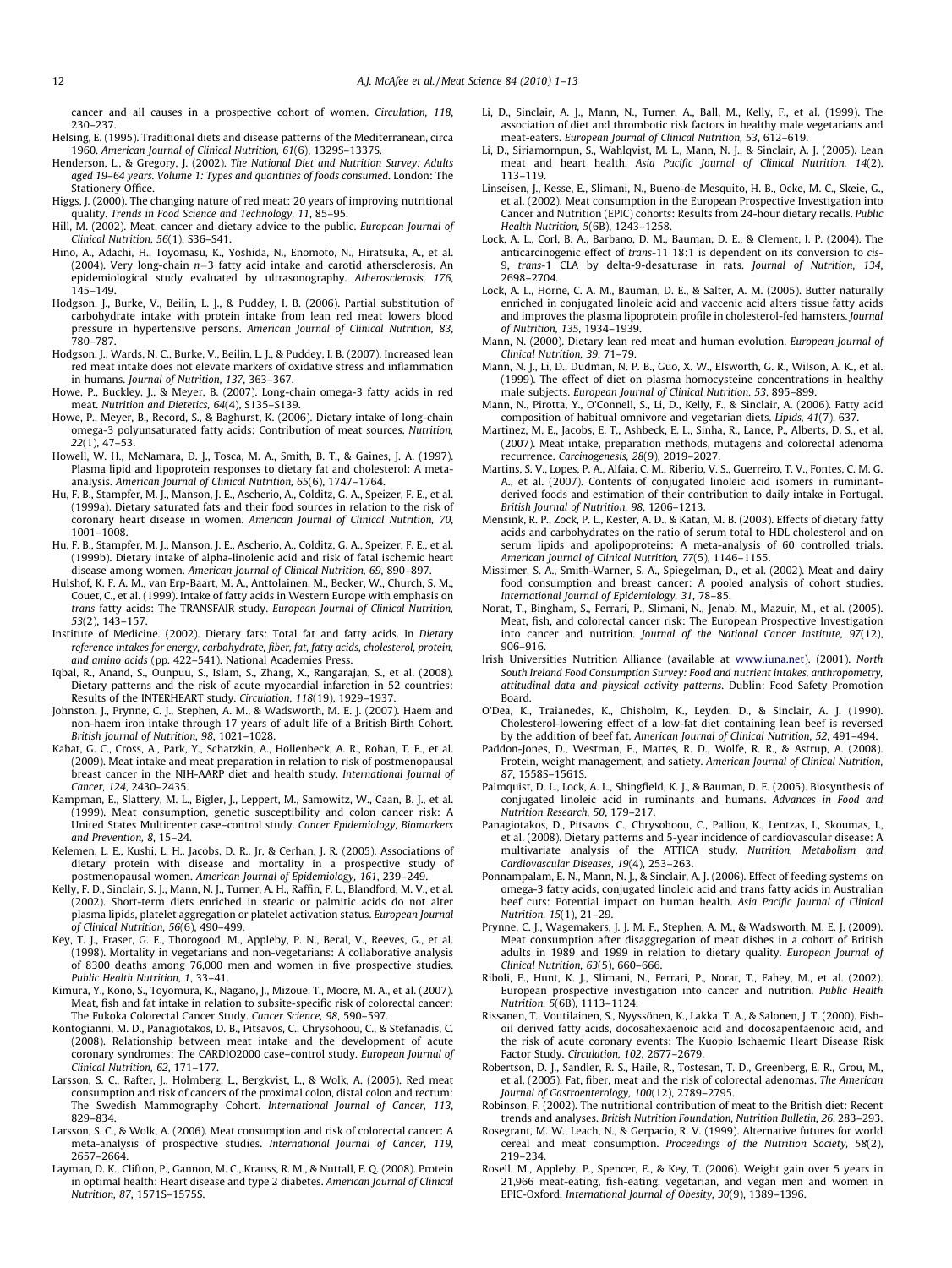cancer and all causes in a prospective cohort of women. *Circulation, 118*, 230–237.

Helsing, E. (1995). Traditional diets and disease patterns of the Mediterranean, circa 1960. *American Journal of Clinical Nutrition, 61*(6), 1329S–1337S.

Henderson, L., & Gregory, J. (2002). *The National Diet and Nutrition Survey: Adults aged 19–64 years. Volume 1: Types and quantities of foods consumed*. London: The Stationery Office.

Higgs, J. (2000). The changing nature of red meat: 20 years of improving nutritional quality. *Trends in Food Science and Technology, 11*, 85–95.

Hill, M. (2002). Meat, cancer and dietary advice to the public. *European Journal of Clinical Nutrition, 56*(1), S36–S41.

Hino, A., Adachi, H., Toyomasu, K., Yoshida, N., Enomoto, N., Hiratsuka, A., et al. (2004). Very long-chain $n-3$ fatty acid intake and carotid athersclerosis. An epidemiological study evaluated by ultrasonography. *Atherosclerosis, 176*, 145–149.

Hodgson, J., Burke, V., Beilin, L. J., & Puddey, I. B. (2006). Partial substitution of carbohydrate intake with protein intake from lean red meat lowers blood pressure in hypertensive persons. *American Journal of Clinical Nutrition, 83*, 780–787.

Hodgson, J., Wards, N. C., Burke, V., Beilin, L. J., & Puddey, I. B. (2007). Increased lean red meat intake does not elevate markers of oxidative stress and inflammation in humans. *Journal of Nutrition, 137*, 363–367.

Howe, P., Buckley, J., & Meyer, B. (2007). Long-chain omega-3 fatty acids in red meat. *Nutrition and Dietetics, 64*(4), S135–S139.

Howe, P., Meyer, B., Record, S., & Baghurst, K. (2006). Dietary intake of long-chain omega-3 polyunsaturated fatty acids: Contribution of meat sources. *Nutrition, 22*(1), 47–53.

Howell, W. H., McNamara, D. J., Tosca, M. A., Smith, B. T., & Gaines, J. A. (1997). Plasma lipid and lipoprotein responses to dietary fat and cholesterol: A meta-analysis. *American Journal of Clinical Nutrition, 65*(6), 1747–1764.

Hu, F. B., Stampfer, M. J., Manson, J. E., Ascherio, A., Colditz, G. A., Speizer, F. E., et al. (1999a). Dietary saturated fats and their food sources in relation to the risk of coronary heart disease in women. *American Journal of Clinical Nutrition, 70*, 1001–1008.

Hu, F. B., Stampfer, M. J., Manson, J. E., Ascherio, A., Colditz, G. A., Speizer, F. E., et al. (1999b). Dietary intake of alpha-linolenic acid and risk of fatal ischemic heart disease among women. *American Journal of Clinical Nutrition, 69*, 890–897.

Hulshof, K. F. A. M., van Erp-Baart, M. A., Anttolainen, M., Becker, W., Church, S. M., Couet, C., et al. (1999). Intake of fatty acids in Western Europe with emphasis on *trans* fatty acids: The TRANSFAIR study. *European Journal of Clinical Nutrition, 53*(2), 143–157.

Institute of Medicine. (2002). Dietary fats: Total fat and fatty acids. In *Dietary reference intakes for energy, carbohydrate, fiber, fat, fatty acids, cholesterol, protein, and amino acids* (pp. 422–541). National Academies Press.

Iqbal, R., Anand, S., Ounpuu, S., Islam, S., Zhang, X., Rangarajan, S., et al. (2008). Dietary patterns and the risk of acute myocardial infarction in 52 countries: Results of the INTERHEART study. *Circulation, 118*(19), 1929–1937.

Johnston, J., Prynne, C. J., Stephen, A. M., & Wadsworth, M. E. J. (2007). Haem and non-haem iron intake through 17 years of adult life of a British Birth Cohort. *British Journal of Nutrition, 98*, 1021–1028.

Kabat, G. C., Cross, A., Park, Y., Schatzkin, A., Hollenbeck, A. R., Rohan, T. E., et al. (2009). Meat intake and meat preparation in relation to risk of postmenopausal breast cancer in the NIH-AARP diet and health study. *International Journal of Cancer, 124*, 2430–2435.

Kampman, E., Slattery, M. L., Bigler, J., Leppert, M., Samowitz, W., Caan, B. J., et al. (1999). Meat consumption, genetic susceptibility and colon cancer risk: A United States Multicenter case–control study. *Cancer Epidemiology, Biomarkers and Prevention, 8*, 15–24.

Kelemen, L. E., Kushi, L. H., Jacobs, D. R., Jr, & Cerhan, J. R. (2005). Associations of dietary protein with disease and mortality in a prospective study of postmenopausal women. *American Journal of Epidemiology, 161*, 239–249.

Kelly, F. D., Sinclair, S. J., Mann, N. J., Turner, A. H., Raffin, F. L., Blandford, M. V., et al. (2002). Short-term diets enriched in stearic or palmitic acids do not alter plasma lipids, platelet aggregation or platelet activation status. *European Journal of Clinical Nutrition, 56*(6), 490–499.

Key, T. J., Fraser, G. E., Thorogood, M., Appleby, P. N., Beral, V., Reeves, G., et al. (1998). Mortality in vegetarians and non-vegetarians: A collaborative analysis of 8300 deaths among 76,000 men and women in five prospective studies. *Public Health Nutrition, 1*, 33–41.

Kimura, Y., Kono, S., Toyomura, K., Nagano, J., Mizoue, T., Moore, M. A., et al. (2007). Meat, fish and fat intake in relation to subsite-specific risk of colorectal cancer: The Fukoka Colorectal Cancer Study. *Cancer Science, 98*, 590–597.

Kontogianni, M. D., Panagiotakos, D. B., Pitsavos, C., Chrysohoou, C., & Stefanadis, C. (2008). Relationship between meat intake and the development of acute coronary syndromes: The CARDIO2000 case–control study. *European Journal of Clinical Nutrition, 62*, 171–177.

Larsson, S. C., Rafter, J., Holmberg, L., Bergkvist, L., & Wolk, A. (2005). Red meat consumption and risk of cancers of the proximal colon, distal colon and rectum: The Swedish Mammography Cohort. *International Journal of Cancer, 113*, 829–834.

Larsson, S. C., & Wolk, A. (2006). Meat consumption and risk of colorectal cancer: A meta-analysis of prospective studies. *International Journal of Cancer, 119*, 2657–2664.

Layman, D. K., Clifton, P., Gannon, M. C., Krauss, R. M., & Nuttall, F. Q. (2008). Protein in optimal health: Heart disease and type 2 diabetes. *American Journal of Clinical Nutrition, 87*, 1571S–1575S.

Li, D., Sinclair, A. J., Mann, N., Turner, A., Ball, M., Kelly, F., et al. (1999). The association of diet and thrombotic risk factors in healthy male vegetarians and meat-eaters. *European Journal of Clinical Nutrition, 53*, 612–619.

Li, D., Siriamornpun, S., Wahlqvist, M. L., Mann, N. J., & Sinclair, A. J. (2005). Lean meat and heart health. *Asia Pacific Journal of Clinical Nutrition, 14*(2), 113–119.

Linseisen, J., Kesse, E., Slimani, N., Bueno-de Mesquito, H. B., Ocke, M. C., Skeie, G., et al. (2002). Meat consumption in the European Prospective Investigation into Cancer and Nutrition (EPIC) cohorts: Results from 24-hour dietary recalls. *Public Health Nutrition, 5*(6B), 1243–1258.

Lock, A. L., Corl, B. A., Barbano, D. M., Bauman, D. E., & Clement, I. P. (2004). The anticarcinogenic effect of *trans*-11 18:1 is dependent on its conversion to *cis*-9, *trans*-1 CLA by delta-9-desaturase in rats. *Journal of Nutrition, 134*, 2698–2704.

Lock, A. L., Horne, C. A. M., Bauman, D. E., & Salter, A. M. (2005). Butter naturally enriched in conjugated linoleic acid and vaccenic acid alters tissue fatty acids and improves the plasma lipoprotein profile in cholesterol-fed hamsters. *Journal of Nutrition, 135*, 1934–1939.

Mann, N. (2000). Dietary lean red meat and human evolution. *European Journal of Clinical Nutrition, 39*, 71–79.

Mann, N. J., Li, D., Dudman, N. P. B., Guo, X. W., Elsworth, G. R., Wilson, A. K., et al. (1999). The effect of diet on plasma homocysteine concentrations in healthy male subjects. *European Journal of Clinical Nutrition, 53*, 895–899.

Mann, N., Pirotta, Y., O'Connell, S., Li, D., Kelly, F., & Sinclair, A. (2006). Fatty acid composition of habitual omnivore and vegetarian diets. *Lipids, 41*(7), 637.

Martinez, M. E., Jacobs, E. T., Ashbeck, E. L., Sinha, R., Lance, P., Alberts, D. S., et al. (2007). Meat intake, preparation methods, mutagens and colorectal adenoma recurrence. *Carcinogenesis, 28*(9), 2019–2027.

Martins, S. V., Lopes, P. A., Alfaia, C. M., Riberio, V. S., Guerreiro, T. V., Fontes, C. M. G. A., et al. (2007). Contents of conjugated linoleic acid isomers in ruminant-derived foods and estimation of their contribution to daily intake in Portugal. *British Journal of Nutrition, 98*, 1206–1213.

Mensink, R. P., Zock, P. L., Kester, A. D., & Katan, M. B. (2003). Effects of dietary fatty acids and carbohydrates on the ratio of serum total to HDL cholesterol and on serum lipids and apolipoproteins: A meta-analysis of 60 controlled trials. *American Journal of Clinical Nutrition, 77*(5), 1146–1155.

Missimer, S. A., Smith-Warner, S. A., Spiegelman, D., et al. (2002). Meat and dairy food consumption and breast cancer: A pooled analysis of cohort studies. *International Journal of Epidemiology, 31*, 78–85.

Norat, T., Bingham, S., Ferrari, P., Slimani, N., Jenab, M., Mazuir, M., et al. (2005). Meat, fish, and colorectal cancer risk: The European Prospective Investigation into cancer and nutrition. *Journal of the National Cancer Institute, 97*(12), 906–916.

Irish Universities Nutrition Alliance (available at www.iuna.net). (2001). *North South Ireland Food Consumption Survey: Food and nutrient intakes, anthropometry, attitudinal data and physical activity patterns*. Dublin: Food Safety Promotion Board.

O'Dea, K., Traianedes, K., Chisholm, K., Leyden, D., & Sinclair, A. J. (1990). Cholesterol-lowering effect of a low-fat diet containing lean beef is reversed by the addition of beef fat. *American Journal of Clinical Nutrition, 52*, 491–494.

Paddon-Jones, D., Westman, E., Mattes, R. D., Wolfe, R. R., & Astrup, A. (2008). Protein, weight management, and satiety. *American Journal of Clinical Nutrition, 87*, 1558S–1561S.

Palmquist, D. L., Lock, A. L., Shingfield, K. J., & Bauman, D. E. (2005). Biosynthesis of conjugated linoleic acid in ruminants and humans. *Advances in Food and Nutrition Research, 50*, 179–217.

Panagiotakos, D., Pitsavos, C., Chrysohoou, C., Palliou, K., Lentzas, I., Skoumas, I., et al. (2008). Dietary patterns and 5-year incidence of cardiovascular disease: A multivariate analysis of the ATTICA study. *Nutrition, Metabolism and Cardiovascular Diseases, 19*(4), 253–263.

Ponnampalam, E. N., Mann, N. J., & Sinclair, A. J. (2006). Effect of feeding systems on omega-3 fatty acids, conjugated linoleic acid and trans fatty acids in Australian beef cuts: Potential impact on human health. *Asia Pacific Journal of Clinical Nutrition, 15*(1), 21–29.

Prynne, C. J., Wagemakers, J. J. M. F., Stephen, A. M., & Wadsworth, M. E. J. (2009). Meat consumption after disaggregation of meat dishes in a cohort of British adults in 1989 and 1999 in relation to dietary quality. *European Journal of Clinical Nutrition, 63*(5), 660–666.

Riboli, E., Hunt, K. J., Slimani, N., Ferrari, P., Norat, T., Fahey, M., et al. (2002). European prospective investigation into cancer and nutrition. *Public Health Nutrition, 5*(6B), 1113–1124.

Rissanen, T., Voutilainen, S., Nyyssönen, K., Lakka, T. A., & Salonen, J. T. (2000). Fish-oil derived fatty acids, docosahexaenoic acid and docosapentaenoic acid, and the risk of acute coronary events: The Kuopio Ischaemic Heart Disease Risk Factor Study. *Circulation, 102*, 2677–2679.

Robertson, D. J., Sandler, R. S., Haile, R., Tostesan, T. D., Greenberg, E. R., Grou, M., et al. (2005). Fat, fiber, meat and the risk of colorectal adenomas. *The American Journal of Gastroenterology, 100*(12), 2789–2795.

Robinson, F. (2002). The nutritional contribution of meat to the British diet: Recent trends and analyses. *British Nutrition Foundation, Nutrition Bulletin, 26*, 283–293.

Rosegrant, M. W., Leach, N., & Gerpacio, R. V. (1999). Alternative futures for world cereal and meat consumption. *Proceedings of the Nutrition Society, 58*(2), 219–234.

Rosell, M., Appleby, P., Spencer, E., & Key, T. (2006). Weight gain over 5 years in 21,966 meat-eating, fish-eating, vegetarian, and vegan men and women in EPIC-Oxford. *International Journal of Obesity, 30*(9), 1389–1396.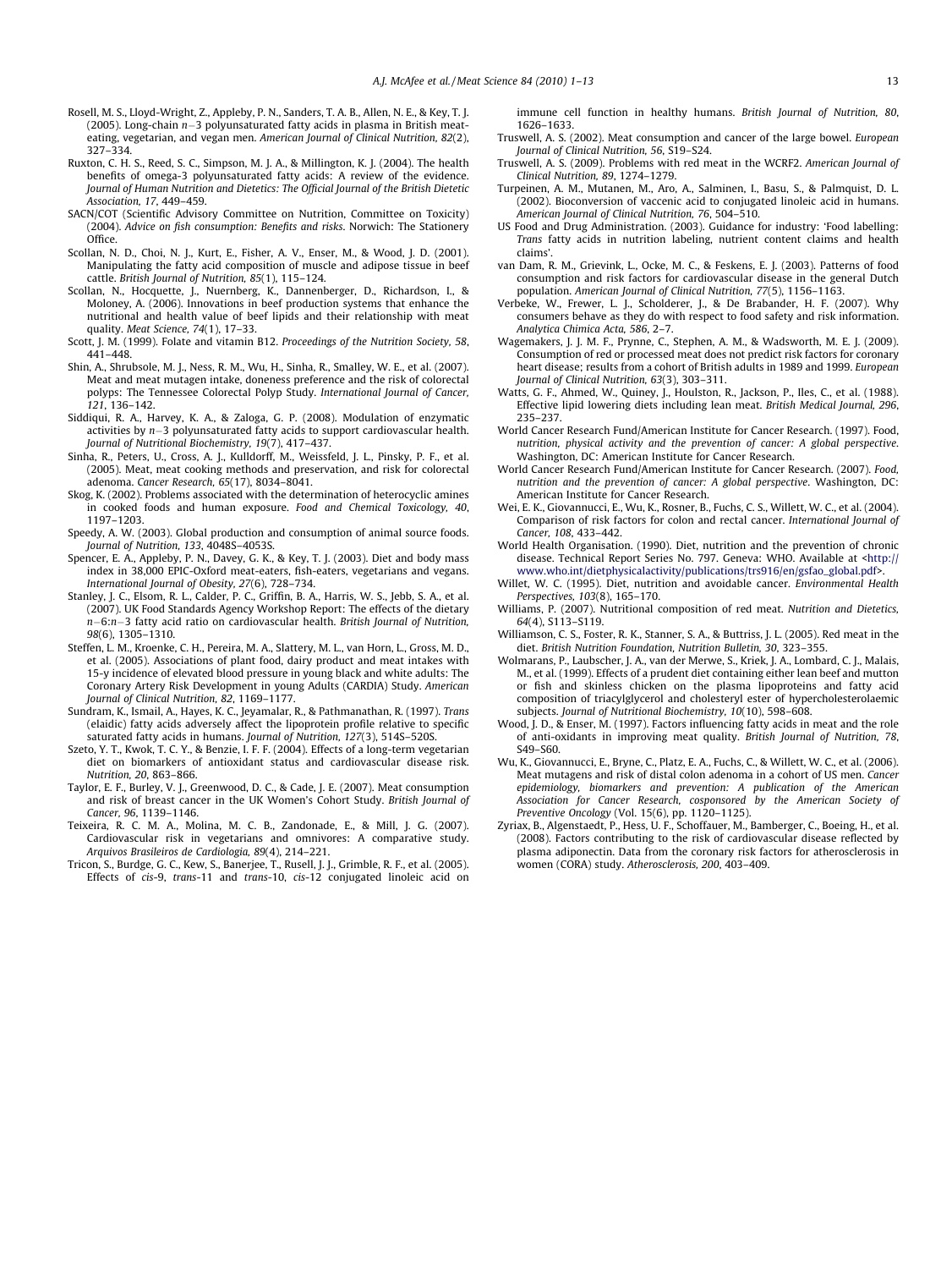Rosell, M. S., Lloyd-Wright, Z., Appleby, P. N., Sanders, T. A. B., Allen, N. E., & Key, T. J. (2005). Long-chain $n-3$ polyunsaturated fatty acids in plasma in British meat-eating, vegetarian, and vegan men. *American Journal of Clinical Nutrition, 82*(2), 327–334.

Ruxton, C. H. S., Reed, S. C., Simpson, M. J. A., & Millington, K. J. (2004). The health benefits of omega-3 polyunsaturated fatty acids: A review of the evidence. *Journal of Human Nutrition and Dietetics: The Official Journal of the British Dietetic Association, 17*, 449–459.

SACN/COT (Scientific Advisory Committee on Nutrition, Committee on Toxicity) (2004). *Advice on fish consumption: Benefits and risks*. Norwich: The Stationery Office.

Scollan, N. D., Choi, N. J., Kurt, E., Fisher, A. V., Enser, M., & Wood, J. D. (2001). Manipulating the fatty acid composition of muscle and adipose tissue in beef cattle. *British Journal of Nutrition, 85*(1), 115–124.

Scollan, N., Hocquette, J., Nuernberg, K., Dannenberger, D., Richardson, I., & Moloney, A. (2006). Innovations in beef production systems that enhance the nutritional and health value of beef lipids and their relationship with meat quality. *Meat Science, 74*(1), 17–33.

Scott, J. M. (1999). Folate and vitamin B12. *Proceedings of the Nutrition Society, 58*, 441–448.

Shin, A., Shrubsole, M. J., Ness, R. M., Wu, H., Sinha, R., Smalley, W. E., et al. (2007). Meat and meat mutagen intake, doneness preference and the risk of colorectal polyps: The Tennessee Colorectal Polyp Study. *International Journal of Cancer, 121*, 136–142.

Siddiqui, R. A., Harvey, K. A., & Zaloga, G. P. (2008). Modulation of enzymatic activities by $n-3$ polyunsaturated fatty acids to support cardiovascular health. *Journal of Nutritional Biochemistry, 19*(7), 417–437.

Sinha, R., Peters, U., Cross, A. J., Kulldorff, M., Weissfeld, J. L., Pinsky, P. F., et al. (2005). Meat, meat cooking methods and preservation, and risk for colorectal adenoma. *Cancer Research, 65*(17), 8034–8041.

Skog, K. (2002). Problems associated with the determination of heterocyclic amines in cooked foods and human exposure. *Food and Chemical Toxicology, 40*, 1197–1203.

Speedy, A. W. (2003). Global production and consumption of animal source foods. *Journal of Nutrition, 133*, 4048S–4053S.

Spencer, E. A., Appleby, P. N., Davey, G. K., & Key, T. J. (2003). Diet and body mass index in 38,000 EPIC-Oxford meat-eaters, fish-eaters, vegetarians and vegans. *International Journal of Obesity, 27*(6), 728–734.

Stanley, J. C., Elsom, R. L., Calder, P. C., Griffin, B. A., Harris, W. S., Jebb, S. A., et al. (2007). UK Food Standards Agency Workshop Report: The effects of the dietary $n-6$:$n-3$ fatty acid ratio on cardiovascular health. *British Journal of Nutrition, 98*(6), 1305–1310.

Steffen, L. M., Kroenke, C. H., Pereira, M. A., Slattery, M. L., van Horn, L., Gross, M. D., et al. (2005). Associations of plant food, dairy product and meat intakes with 15-y incidence of elevated blood pressure in young black and white adults: The Coronary Artery Risk Development in young Adults (CARDIA) Study. *American Journal of Clinical Nutrition, 82*, 1169–1177.

Sundram, K., Ismail, A., Hayes, K. C., Jeyamalar, R., & Pathmanathan, R. (1997). *Trans* (elaidic) fatty acids adversely affect the lipoprotein profile relative to specific saturated fatty acids in humans. *Journal of Nutrition, 127*(3), 514S–520S.

Szeto, Y. T., Kwok, T. C. Y., & Benzie, I. F. F. (2004). Effects of a long-term vegetarian diet on biomarkers of antioxidant status and cardiovascular disease risk. *Nutrition, 20*, 863–866.

Taylor, E. F., Burley, V. J., Greenwood, D. C., & Cade, J. E. (2007). Meat consumption and risk of breast cancer in the UK Women's Cohort Study. *British Journal of Cancer, 96*, 1139–1146.

Teixeira, R. C. M. A., Molina, M. C. B., Zandonade, E., & Mill, J. G. (2007). Cardiovascular risk in vegetarians and omnivores: A comparative study. *Arquivos Brasileiros de Cardiologia, 89*(4), 214–221.

Tricon, S., Burdge, G. C., Kew, S., Banerjee, T., Rusell, J. J., Grimble, R. F., et al. (2005). Effects of *cis*-9, *trans*-11 and *trans*-10, *cis*-12 conjugated linoleic acid on immune cell function in healthy humans. *British Journal of Nutrition, 80*, 1626–1633.

Truswell, A. S. (2002). Meat consumption and cancer of the large bowel. *European Journal of Clinical Nutrition, 56*, S19–S24.

Truswell, A. S. (2009). Problems with red meat in the WCRF2. *American Journal of Clinical Nutrition, 89*, 1274–1279.

Turpeinen, A. M., Mutanen, M., Aro, A., Salminen, I., Basu, S., & Palmquist, D. L. (2002). Bioconversion of vaccenic acid to conjugated linoleic acid in humans. *American Journal of Clinical Nutrition, 76*, 504–510.

US Food and Drug Administration. (2003). Guidance for industry: 'Food labelling: *Trans* fatty acids in nutrition labeling, nutrient content claims and health claims'.

van Dam, R. M., Grievink, L., Ocke, M. C., & Feskens, E. J. (2003). Patterns of food consumption and risk factors for cardiovascular disease in the general Dutch population. *American Journal of Clinical Nutrition, 77*(5), 1156–1163.

Verbeke, W., Frewer, L. J., Scholderer, J., & De Brabander, H. F. (2007). Why consumers behave as they do with respect to food safety and risk information. *Analytica Chimica Acta, 586*, 2–7.

Wagemakers, J. J. M. F., Prynne, C., Stephen, A. M., & Wadsworth, M. E. J. (2009). Consumption of red or processed meat does not predict risk factors for coronary heart disease; results from a cohort of British adults in 1989 and 1999. *European Journal of Clinical Nutrition, 63*(3), 303–311.

Watts, G. F., Ahmed, W., Quiney, J., Houlston, R., Jackson, P., Iles, C., et al. (1988). Effective lipid lowering diets including lean meat. *British Medical Journal, 296*, 235–237.

World Cancer Research Fund/American Institute for Cancer Research. (1997). Food, *nutrition, physical activity and the prevention of cancer: A global perspective*. Washington, DC: American Institute for Cancer Research.

World Cancer Research Fund/American Institute for Cancer Research. (2007). *Food, nutrition and the prevention of cancer: A global perspective*. Washington, DC: American Institute for Cancer Research.

Wei, E. K., Giovannucci, E., Wu, K., Rosner, B., Fuchs, C. S., Willett, W. C., et al. (2004). Comparison of risk factors for colon and rectal cancer. *International Journal of Cancer, 108*, 433–442.

World Health Organisation. (1990). Diet, nutrition and the prevention of chronic disease. Technical Report Series No. 797. Geneva: WHO. Available at <http://www.who.int/dietphysicalactivity/publications/trs916/en/gsfao_global.pdf>.

Willet, W. C. (1995). Diet, nutrition and avoidable cancer. *Environmental Health Perspectives, 103*(8), 165–170.

Williams, P. (2007). Nutritional composition of red meat. *Nutrition and Dietetics, 64*(4), S113–S119.

Williamson, C. S., Foster, R. K., Stanner, S. A., & Buttriss, J. L. (2005). Red meat in the diet. *British Nutrition Foundation, Nutrition Bulletin, 30*, 323–355.

Wolmarans, P., Laubscher, J. A., van der Merwe, S., Kriek, J. A., Lombard, C. J., Malais, M., et al. (1999). Effects of a prudent diet containing either lean beef and mutton or fish and skinless chicken on the plasma lipoproteins and fatty acid composition of triacylglycerol and cholesteryl ester of hypercholesterolaemic subjects. *Journal of Nutritional Biochemistry, 10*(10), 598–608.

Wood, J. D., & Enser, M. (1997). Factors influencing fatty acids in meat and the role of anti-oxidants in improving meat quality. *British Journal of Nutrition, 78*, S49–S60.

Wu, K., Giovannucci, E., Bryne, C., Platz, E. A., Fuchs, C., & Willett, W. C., et al. (2006). Meat mutagens and risk of distal colon adenoma in a cohort of US men. *Cancer epidemiology, biomarkers and prevention: A publication of the American Association for Cancer Research, cosponsored by the American Society of Preventive Oncology* (Vol. 15(6), pp. 1120–1125).

Zyriax, B., Algenstaedt, P., Hess, U. F., Schoffauer, M., Bamberger, C., Boeing, H., et al. (2008). Factors contributing to the risk of cardiovascular disease reflected by plasma adiponectin. Data from the coronary risk factors for atherosclerosis in women (CORA) study. *Atherosclerosis, 200*, 403–409.